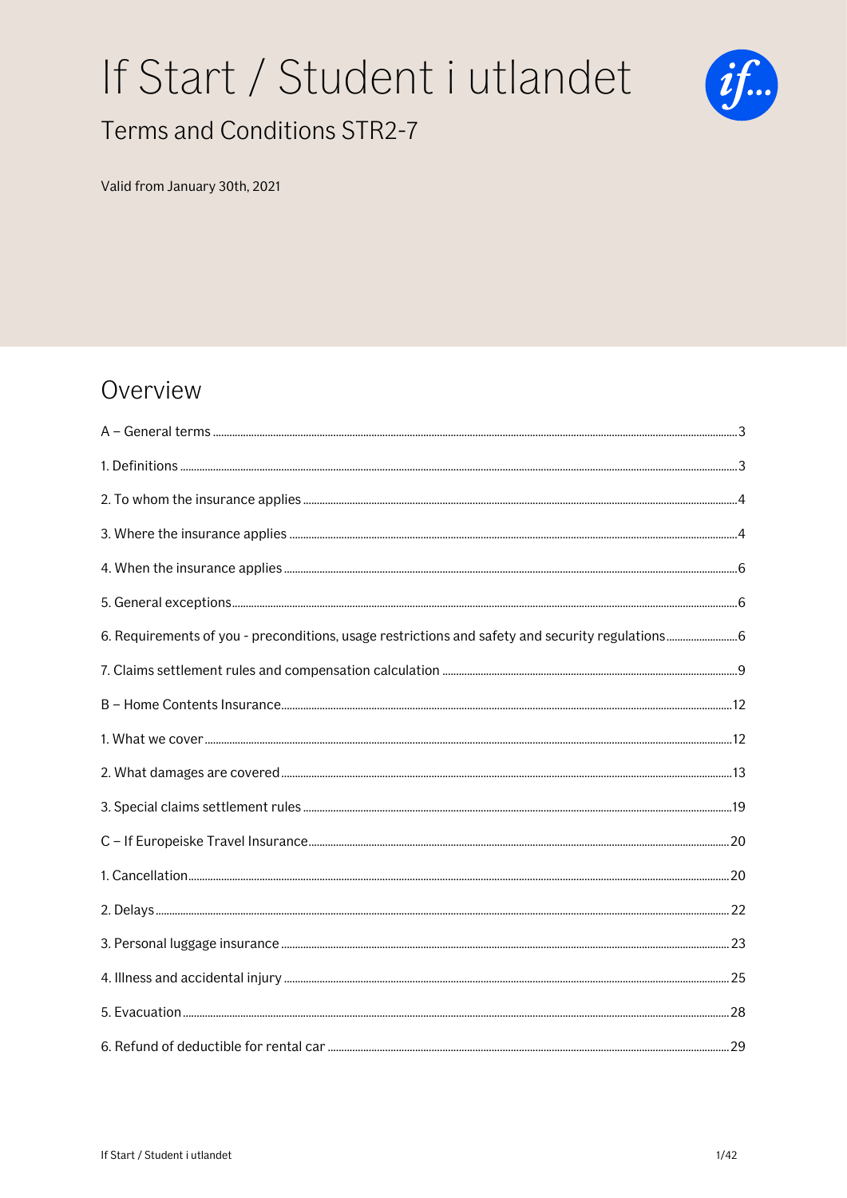# If Start / Student i utlandet

## Terms and Conditions STR2-7

Valid from January 30th, 2021

## Overview

A – General terms ........ 3

1. Definitions ........ 3

2. To whom the insurance applies ........ 4

3. Where the insurance applies ........ 4

4. When the insurance applies ........ 6

5. General exceptions ........ 6

6. Requirements of you - preconditions, usage restrictions and safety and security regulations ........ 6

7. Claims settlement rules and compensation calculation ........ 9

B – Home Contents Insurance ........ 12

1. What we cover ........ 12

2. What damages are covered ........ 13

3. Special claims settlement rules ........ 19

C – If Europeiske Travel Insurance ........ 20

1. Cancellation ........ 20

2. Delays ........ 22

3. Personal luggage insurance ........ 23

4. Illness and accidental injury ........ 25

5. Evacuation ........ 28

6. Refund of deductible for rental car ........ 29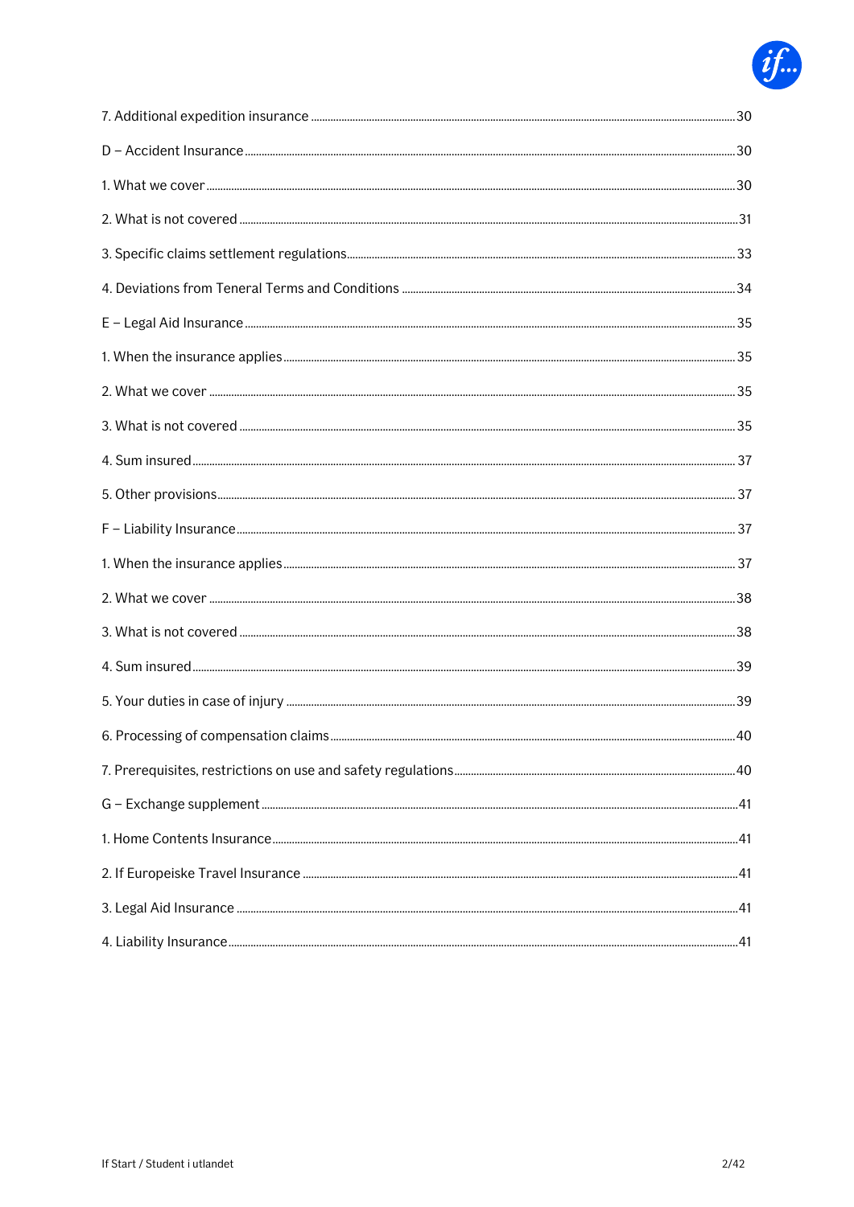7. Additional expedition insurance .......... 30

D – Accident Insurance .......... 30

1. What we cover .......... 30

2. What is not covered .......... 31

3. Specific claims settlement regulations .......... 33

4. Deviations from Teneral Terms and Conditions .......... 34

E – Legal Aid Insurance .......... 35

1. When the insurance applies .......... 35

2. What we cover .......... 35

3. What is not covered .......... 35

4. Sum insured .......... 37

5. Other provisions .......... 37

F – Liability Insurance .......... 37

1. When the insurance applies .......... 37

2. What we cover .......... 38

3. What is not covered .......... 38

4. Sum insured .......... 39

5. Your duties in case of injury .......... 39

6. Processing of compensation claims .......... 40

7. Prerequisites, restrictions on use and safety regulations .......... 40

G – Exchange supplement .......... 41

1. Home Contents Insurance .......... 41

2. If Europeiske Travel Insurance .......... 41

3. Legal Aid Insurance .......... 41

4. Liability Insurance .......... 41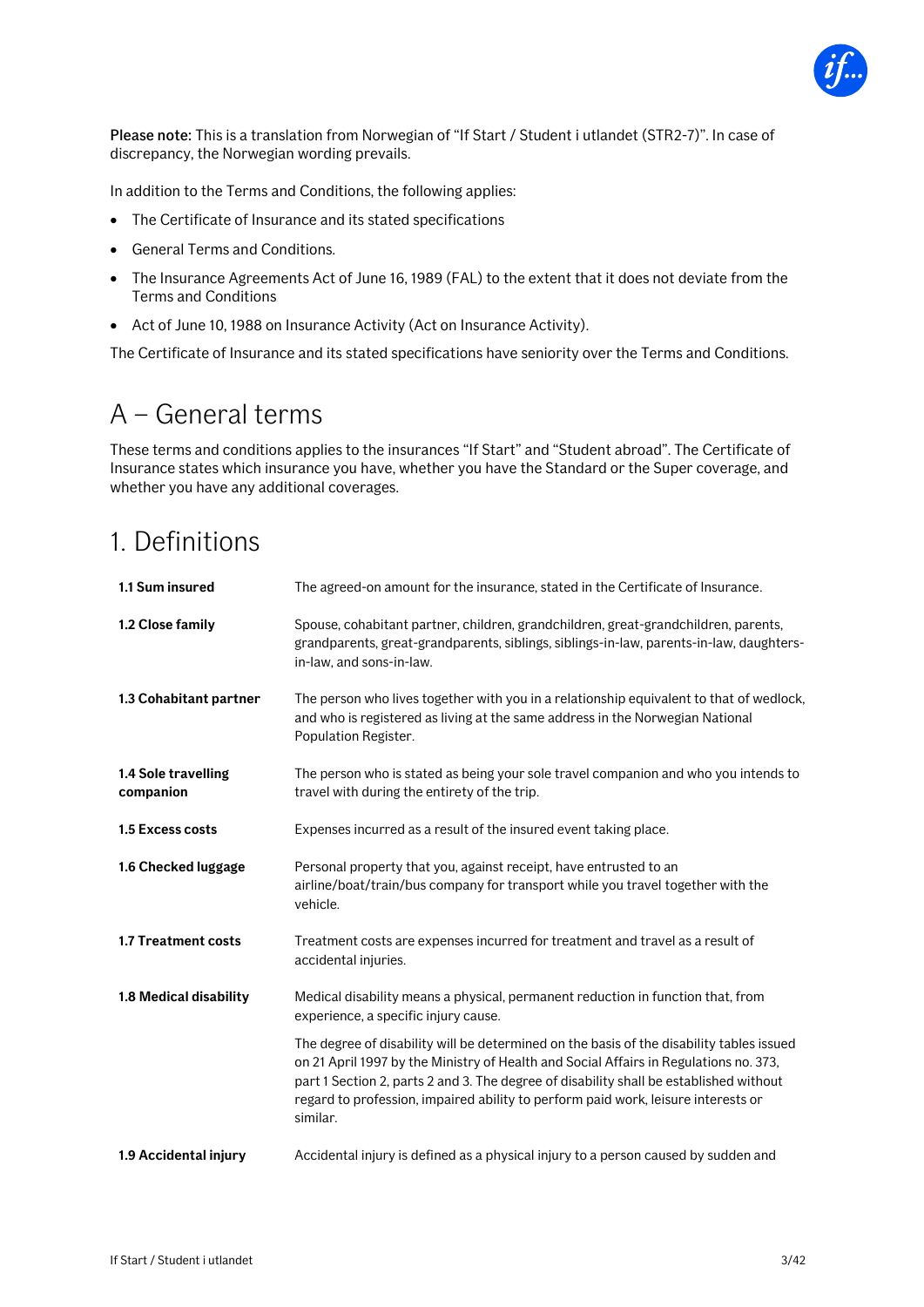**Please note:** This is a translation from Norwegian of "If Start / Student i utlandet (STR2-7)". In case of discrepancy, the Norwegian wording prevails.

In addition to the Terms and Conditions, the following applies:

- The Certificate of Insurance and its stated specifications
- General Terms and Conditions.
- The Insurance Agreements Act of June 16, 1989 (FAL) to the extent that it does not deviate from the Terms and Conditions
- Act of June 10, 1988 on Insurance Activity (Act on Insurance Activity).

The Certificate of Insurance and its stated specifications have seniority over the Terms and Conditions.

# A – General terms

These terms and conditions applies to the insurances "If Start" and "Student abroad". The Certificate of Insurance states which insurance you have, whether you have the Standard or the Super coverage, and whether you have any additional coverages.

# 1. Definitions

| | |
|---|---|
| **1.1 Sum insured** | The agreed-on amount for the insurance, stated in the Certificate of Insurance. |
| **1.2 Close family** | Spouse, cohabitant partner, children, grandchildren, great-grandchildren, parents, grandparents, great-grandparents, siblings, siblings-in-law, parents-in-law, daughters-in-law, and sons-in-law. |
| **1.3 Cohabitant partner** | The person who lives together with you in a relationship equivalent to that of wedlock, and who is registered as living at the same address in the Norwegian National Population Register. |
| **1.4 Sole travelling companion** | The person who is stated as being your sole travel companion and who you intends to travel with during the entirety of the trip. |
| **1.5 Excess costs** | Expenses incurred as a result of the insured event taking place. |
| **1.6 Checked luggage** | Personal property that you, against receipt, have entrusted to an airline/boat/train/bus company for transport while you travel together with the vehicle. |
| **1.7 Treatment costs** | Treatment costs are expenses incurred for treatment and travel as a result of accidental injuries. |
| **1.8 Medical disability** | Medical disability means a physical, permanent reduction in function that, from experience, a specific injury cause.<br><br>The degree of disability will be determined on the basis of the disability tables issued on 21 April 1997 by the Ministry of Health and Social Affairs in Regulations no. 373, part 1 Section 2, parts 2 and 3. The degree of disability shall be established without regard to profession, impaired ability to perform paid work, leisure interests or similar. |
| **1.9 Accidental injury** | Accidental injury is defined as a physical injury to a person caused by sudden and |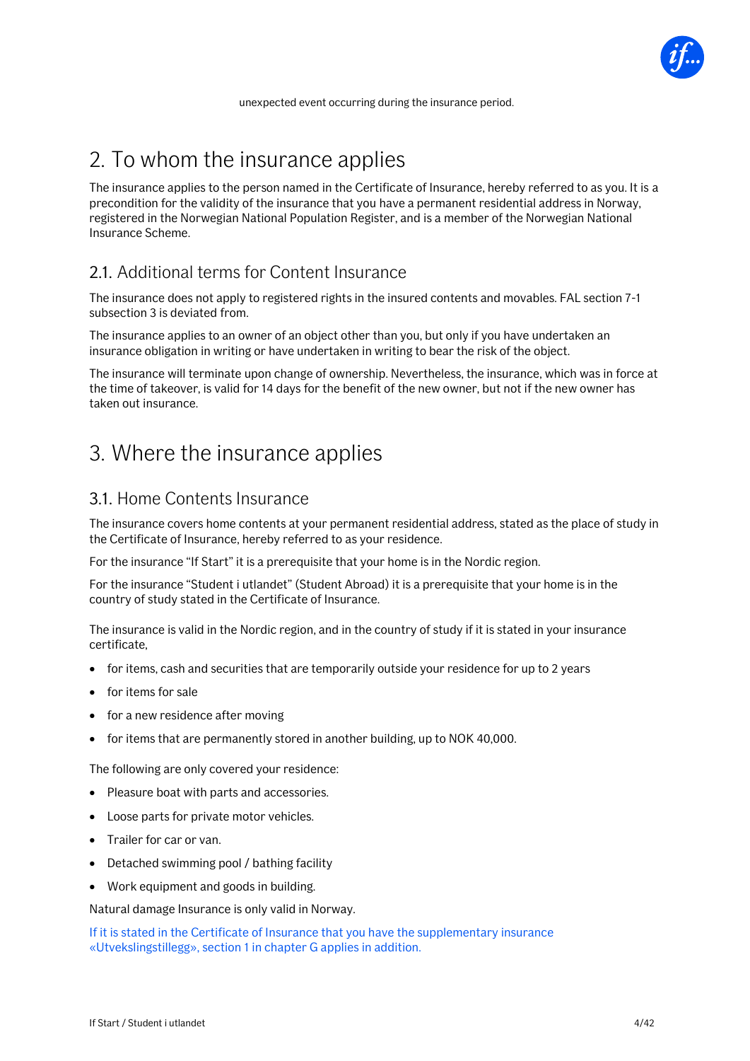unexpected event occurring during the insurance period.

# 2. To whom the insurance applies

The insurance applies to the person named in the Certificate of Insurance, hereby referred to as you. It is a precondition for the validity of the insurance that you have a permanent residential address in Norway, registered in the Norwegian National Population Register, and is a member of the Norwegian National Insurance Scheme.

## 2.1. Additional terms for Content Insurance

The insurance does not apply to registered rights in the insured contents and movables. FAL section 7-1 subsection 3 is deviated from.

The insurance applies to an owner of an object other than you, but only if you have undertaken an insurance obligation in writing or have undertaken in writing to bear the risk of the object.

The insurance will terminate upon change of ownership. Nevertheless, the insurance, which was in force at the time of takeover, is valid for 14 days for the benefit of the new owner, but not if the new owner has taken out insurance.

# 3. Where the insurance applies

## 3.1. Home Contents Insurance

The insurance covers home contents at your permanent residential address, stated as the place of study in the Certificate of Insurance, hereby referred to as your residence.

For the insurance "If Start" it is a prerequisite that your home is in the Nordic region.

For the insurance "Student i utlandet" (Student Abroad) it is a prerequisite that your home is in the country of study stated in the Certificate of Insurance.

The insurance is valid in the Nordic region, and in the country of study if it is stated in your insurance certificate,

- for items, cash and securities that are temporarily outside your residence for up to 2 years
- for items for sale
- for a new residence after moving
- for items that are permanently stored in another building, up to NOK 40,000.

The following are only covered your residence:

- Pleasure boat with parts and accessories.
- Loose parts for private motor vehicles.
- Trailer for car or van.
- Detached swimming pool / bathing facility
- Work equipment and goods in building.

Natural damage Insurance is only valid in Norway.

If it is stated in the Certificate of Insurance that you have the supplementary insurance «Utvekslingstillegg», section 1 in chapter G applies in addition.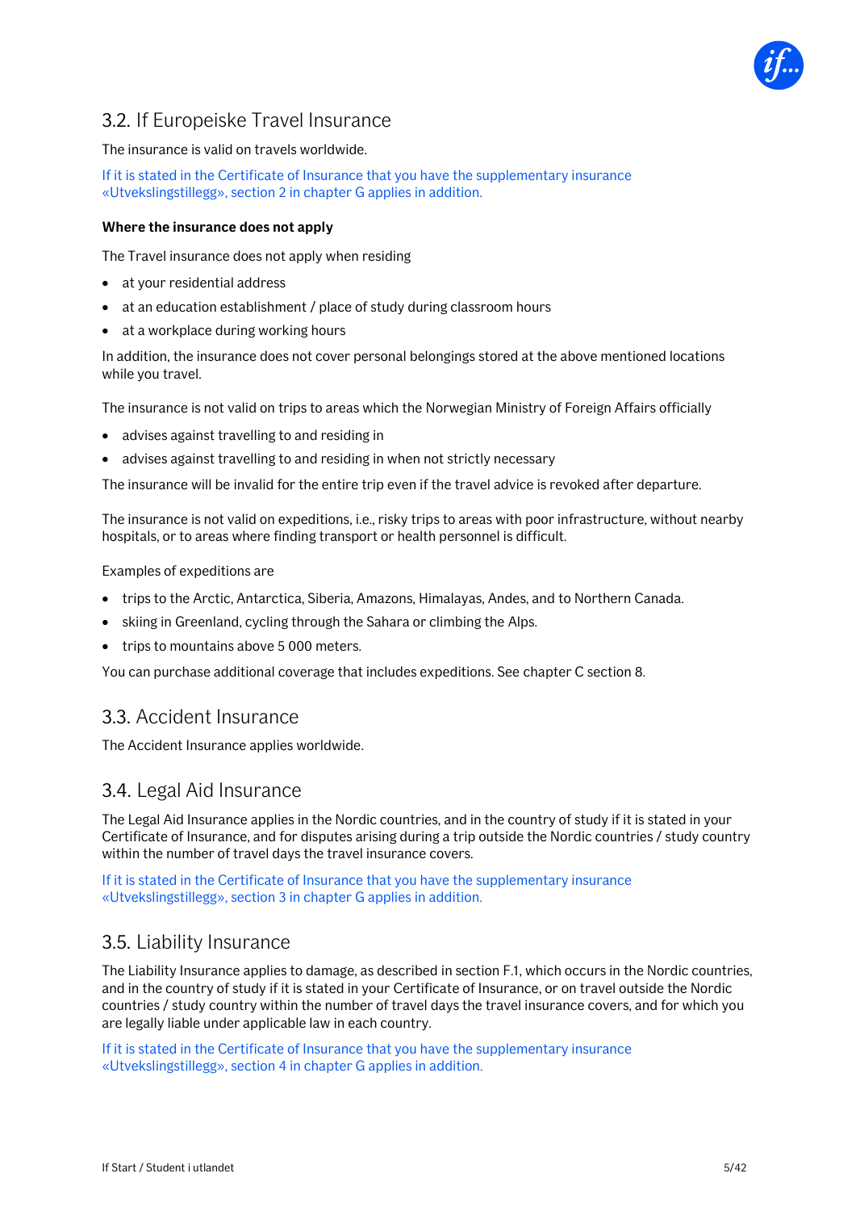## 3.2. If Europeiske Travel Insurance

The insurance is valid on travels worldwide.

If it is stated in the Certificate of Insurance that you have the supplementary insurance «Utvekslingstillegg», section 2 in chapter G applies in addition.

**Where the insurance does not apply**

The Travel insurance does not apply when residing

- at your residential address
- at an education establishment / place of study during classroom hours
- at a workplace during working hours

In addition, the insurance does not cover personal belongings stored at the above mentioned locations while you travel.

The insurance is not valid on trips to areas which the Norwegian Ministry of Foreign Affairs officially

- advises against travelling to and residing in
- advises against travelling to and residing in when not strictly necessary

The insurance will be invalid for the entire trip even if the travel advice is revoked after departure.

The insurance is not valid on expeditions, i.e., risky trips to areas with poor infrastructure, without nearby hospitals, or to areas where finding transport or health personnel is difficult.

Examples of expeditions are

- trips to the Arctic, Antarctica, Siberia, Amazons, Himalayas, Andes, and to Northern Canada.
- skiing in Greenland, cycling through the Sahara or climbing the Alps.
- trips to mountains above 5 000 meters.

You can purchase additional coverage that includes expeditions. See chapter C section 8.

## 3.3. Accident Insurance

The Accident Insurance applies worldwide.

## 3.4. Legal Aid Insurance

The Legal Aid Insurance applies in the Nordic countries, and in the country of study if it is stated in your Certificate of Insurance, and for disputes arising during a trip outside the Nordic countries / study country within the number of travel days the travel insurance covers.

If it is stated in the Certificate of Insurance that you have the supplementary insurance «Utvekslingstillegg», section 3 in chapter G applies in addition.

## 3.5. Liability Insurance

The Liability Insurance applies to damage, as described in section F.1, which occurs in the Nordic countries, and in the country of study if it is stated in your Certificate of Insurance, or on travel outside the Nordic countries / study country within the number of travel days the travel insurance covers, and for which you are legally liable under applicable law in each country.

If it is stated in the Certificate of Insurance that you have the supplementary insurance «Utvekslingstillegg», section 4 in chapter G applies in addition.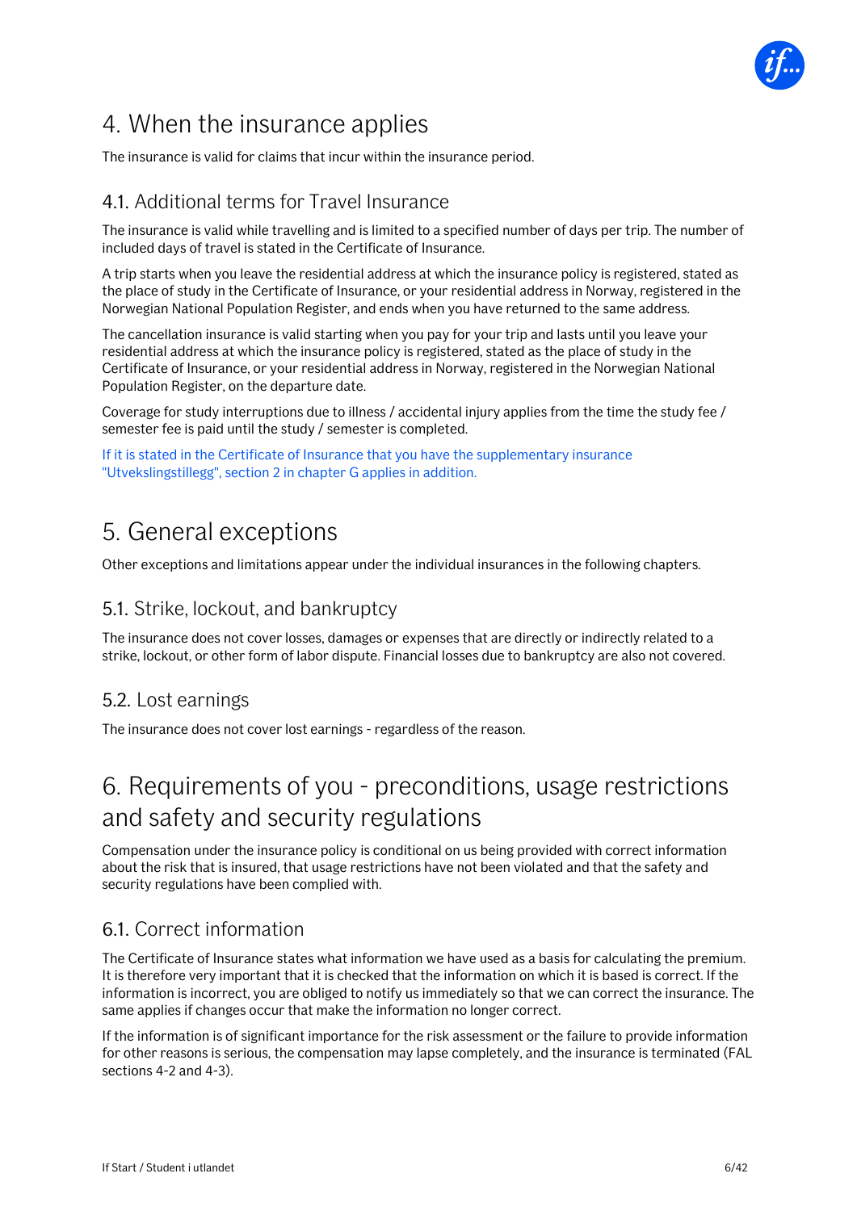# 4. When the insurance applies

The insurance is valid for claims that incur within the insurance period.

## 4.1. Additional terms for Travel Insurance

The insurance is valid while travelling and is limited to a specified number of days per trip. The number of included days of travel is stated in the Certificate of Insurance.

A trip starts when you leave the residential address at which the insurance policy is registered, stated as the place of study in the Certificate of Insurance, or your residential address in Norway, registered in the Norwegian National Population Register, and ends when you have returned to the same address.

The cancellation insurance is valid starting when you pay for your trip and lasts until you leave your residential address at which the insurance policy is registered, stated as the place of study in the Certificate of Insurance, or your residential address in Norway, registered in the Norwegian National Population Register, on the departure date.

Coverage for study interruptions due to illness / accidental injury applies from the time the study fee / semester fee is paid until the study / semester is completed.

If it is stated in the Certificate of Insurance that you have the supplementary insurance "Utvekslingstillegg", section 2 in chapter G applies in addition.

# 5. General exceptions

Other exceptions and limitations appear under the individual insurances in the following chapters.

## 5.1. Strike, lockout, and bankruptcy

The insurance does not cover losses, damages or expenses that are directly or indirectly related to a strike, lockout, or other form of labor dispute. Financial losses due to bankruptcy are also not covered.

## 5.2. Lost earnings

The insurance does not cover lost earnings - regardless of the reason.

# 6. Requirements of you - preconditions, usage restrictions and safety and security regulations

Compensation under the insurance policy is conditional on us being provided with correct information about the risk that is insured, that usage restrictions have not been violated and that the safety and security regulations have been complied with.

## 6.1. Correct information

The Certificate of Insurance states what information we have used as a basis for calculating the premium. It is therefore very important that it is checked that the information on which it is based is correct. If the information is incorrect, you are obliged to notify us immediately so that we can correct the insurance. The same applies if changes occur that make the information no longer correct.

If the information is of significant importance for the risk assessment or the failure to provide information for other reasons is serious, the compensation may lapse completely, and the insurance is terminated (FAL sections 4-2 and 4-3).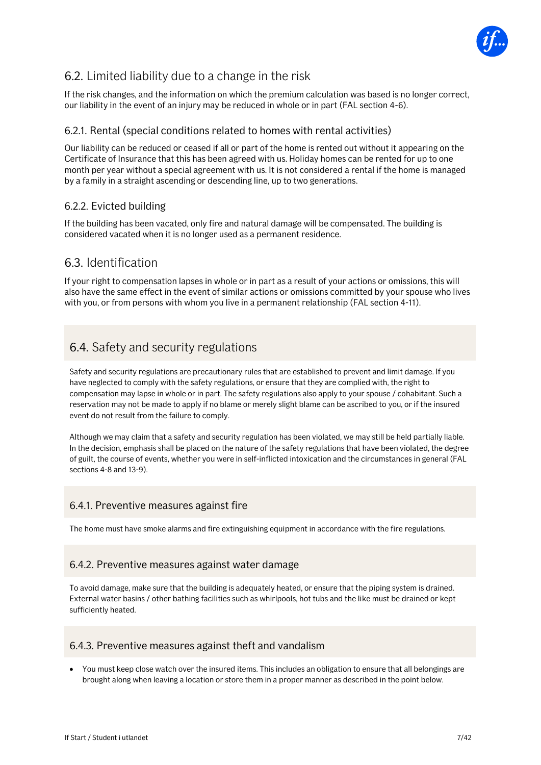## 6.2. Limited liability due to a change in the risk

If the risk changes, and the information on which the premium calculation was based is no longer correct, our liability in the event of an injury may be reduced in whole or in part (FAL section 4-6).

### 6.2.1. Rental (special conditions related to homes with rental activities)

Our liability can be reduced or ceased if all or part of the home is rented out without it appearing on the Certificate of Insurance that this has been agreed with us. Holiday homes can be rented for up to one month per year without a special agreement with us. It is not considered a rental if the home is managed by a family in a straight ascending or descending line, up to two generations.

### 6.2.2. Evicted building

If the building has been vacated, only fire and natural damage will be compensated. The building is considered vacated when it is no longer used as a permanent residence.

## 6.3. Identification

If your right to compensation lapses in whole or in part as a result of your actions or omissions, this will also have the same effect in the event of similar actions or omissions committed by your spouse who lives with you, or from persons with whom you live in a permanent relationship (FAL section 4-11).

## 6.4. Safety and security regulations

Safety and security regulations are precautionary rules that are established to prevent and limit damage. If you have neglected to comply with the safety regulations, or ensure that they are complied with, the right to compensation may lapse in whole or in part. The safety regulations also apply to your spouse / cohabitant. Such a reservation may not be made to apply if no blame or merely slight blame can be ascribed to you, or if the insured event do not result from the failure to comply.

Although we may claim that a safety and security regulation has been violated, we may still be held partially liable. In the decision, emphasis shall be placed on the nature of the safety regulations that have been violated, the degree of guilt, the course of events, whether you were in self-inflicted intoxication and the circumstances in general (FAL sections 4-8 and 13-9).

### 6.4.1. Preventive measures against fire

The home must have smoke alarms and fire extinguishing equipment in accordance with the fire regulations.

### 6.4.2. Preventive measures against water damage

To avoid damage, make sure that the building is adequately heated, or ensure that the piping system is drained. External water basins / other bathing facilities such as whirlpools, hot tubs and the like must be drained or kept sufficiently heated.

### 6.4.3. Preventive measures against theft and vandalism

- You must keep close watch over the insured items. This includes an obligation to ensure that all belongings are brought along when leaving a location or store them in a proper manner as described in the point below.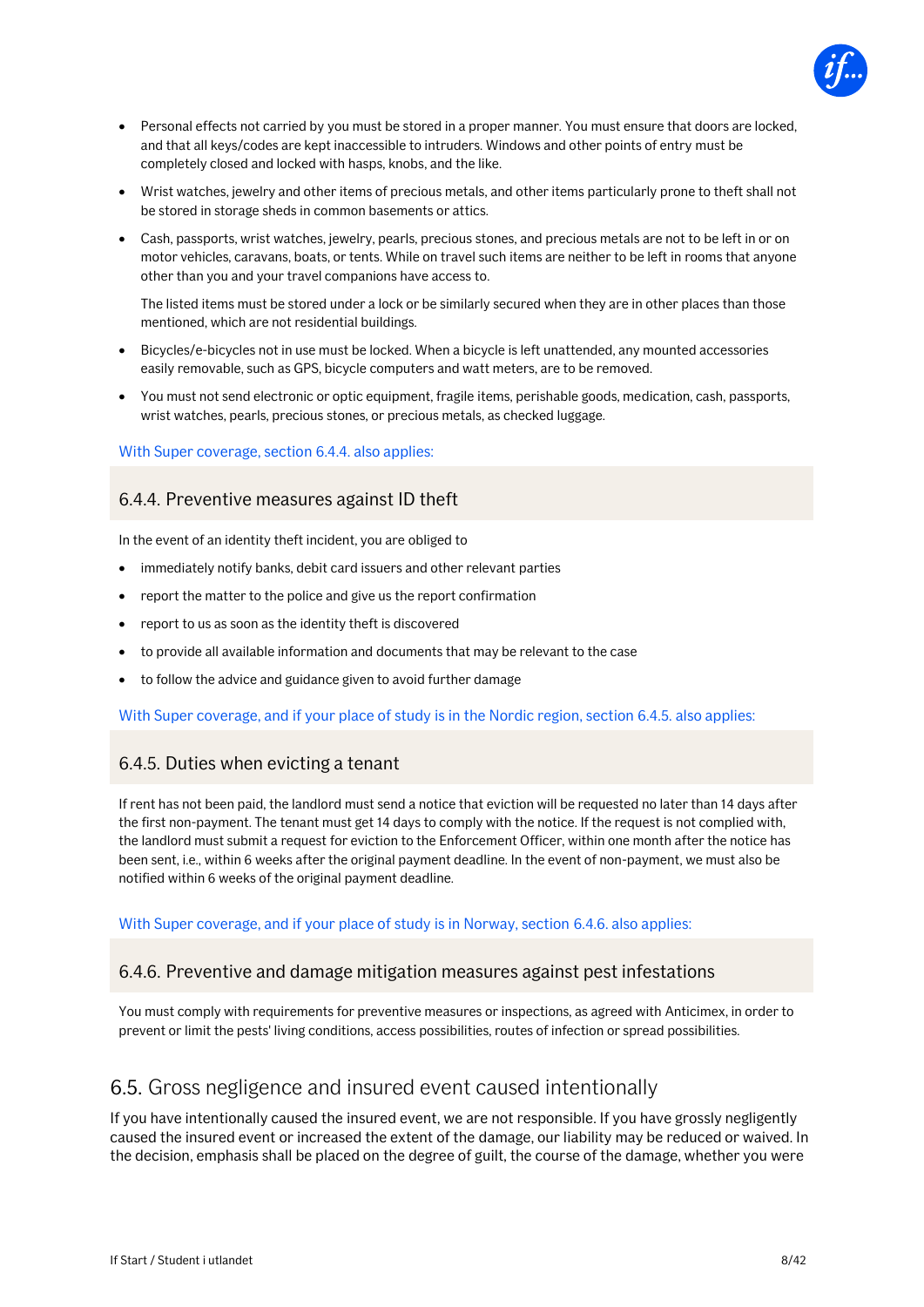- Personal effects not carried by you must be stored in a proper manner. You must ensure that doors are locked, and that all keys/codes are kept inaccessible to intruders. Windows and other points of entry must be completely closed and locked with hasps, knobs, and the like.
- Wrist watches, jewelry and other items of precious metals, and other items particularly prone to theft shall not be stored in storage sheds in common basements or attics.
- Cash, passports, wrist watches, jewelry, pearls, precious stones, and precious metals are not to be left in or on motor vehicles, caravans, boats, or tents. While on travel such items are neither to be left in rooms that anyone other than you and your travel companions have access to.

  The listed items must be stored under a lock or be similarly secured when they are in other places than those mentioned, which are not residential buildings.
- Bicycles/e-bicycles not in use must be locked. When a bicycle is left unattended, any mounted accessories easily removable, such as GPS, bicycle computers and watt meters, are to be removed.
- You must not send electronic or optic equipment, fragile items, perishable goods, medication, cash, passports, wrist watches, pearls, precious stones, or precious metals, as checked luggage.

With Super coverage, section 6.4.4. also applies:

### 6.4.4. Preventive measures against ID theft

In the event of an identity theft incident, you are obliged to

- immediately notify banks, debit card issuers and other relevant parties
- report the matter to the police and give us the report confirmation
- report to us as soon as the identity theft is discovered
- to provide all available information and documents that may be relevant to the case
- to follow the advice and guidance given to avoid further damage

With Super coverage, and if your place of study is in the Nordic region, section 6.4.5. also applies:

### 6.4.5. Duties when evicting a tenant

If rent has not been paid, the landlord must send a notice that eviction will be requested no later than 14 days after the first non-payment. The tenant must get 14 days to comply with the notice. If the request is not complied with, the landlord must submit a request for eviction to the Enforcement Officer, within one month after the notice has been sent, i.e., within 6 weeks after the original payment deadline. In the event of non-payment, we must also be notified within 6 weeks of the original payment deadline.

With Super coverage, and if your place of study is in Norway, section 6.4.6. also applies:

### 6.4.6. Preventive and damage mitigation measures against pest infestations

You must comply with requirements for preventive measures or inspections, as agreed with Anticimex, in order to prevent or limit the pests' living conditions, access possibilities, routes of infection or spread possibilities.

## 6.5. Gross negligence and insured event caused intentionally

If you have intentionally caused the insured event, we are not responsible. If you have grossly negligently caused the insured event or increased the extent of the damage, our liability may be reduced or waived. In the decision, emphasis shall be placed on the degree of guilt, the course of the damage, whether you were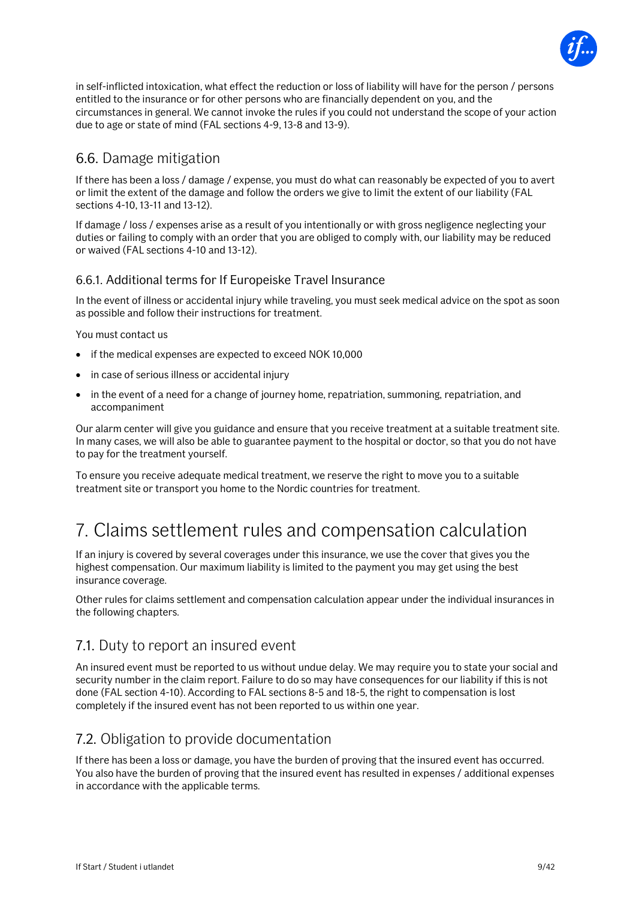in self-inflicted intoxication, what effect the reduction or loss of liability will have for the person / persons entitled to the insurance or for other persons who are financially dependent on you, and the circumstances in general. We cannot invoke the rules if you could not understand the scope of your action due to age or state of mind (FAL sections 4-9, 13-8 and 13-9).

## 6.6. Damage mitigation

If there has been a loss / damage / expense, you must do what can reasonably be expected of you to avert or limit the extent of the damage and follow the orders we give to limit the extent of our liability (FAL sections 4-10, 13-11 and 13-12).

If damage / loss / expenses arise as a result of you intentionally or with gross negligence neglecting your duties or failing to comply with an order that you are obliged to comply with, our liability may be reduced or waived (FAL sections 4-10 and 13-12).

### 6.6.1. Additional terms for If Europeiske Travel Insurance

In the event of illness or accidental injury while traveling, you must seek medical advice on the spot as soon as possible and follow their instructions for treatment.

You must contact us

- if the medical expenses are expected to exceed NOK 10,000
- in case of serious illness or accidental injury
- in the event of a need for a change of journey home, repatriation, summoning, repatriation, and accompaniment

Our alarm center will give you guidance and ensure that you receive treatment at a suitable treatment site. In many cases, we will also be able to guarantee payment to the hospital or doctor, so that you do not have to pay for the treatment yourself.

To ensure you receive adequate medical treatment, we reserve the right to move you to a suitable treatment site or transport you home to the Nordic countries for treatment.

# 7. Claims settlement rules and compensation calculation

If an injury is covered by several coverages under this insurance, we use the cover that gives you the highest compensation. Our maximum liability is limited to the payment you may get using the best insurance coverage.

Other rules for claims settlement and compensation calculation appear under the individual insurances in the following chapters.

## 7.1. Duty to report an insured event

An insured event must be reported to us without undue delay. We may require you to state your social and security number in the claim report. Failure to do so may have consequences for our liability if this is not done (FAL section 4-10). According to FAL sections 8-5 and 18-5, the right to compensation is lost completely if the insured event has not been reported to us within one year.

## 7.2. Obligation to provide documentation

If there has been a loss or damage, you have the burden of proving that the insured event has occurred. You also have the burden of proving that the insured event has resulted in expenses / additional expenses in accordance with the applicable terms.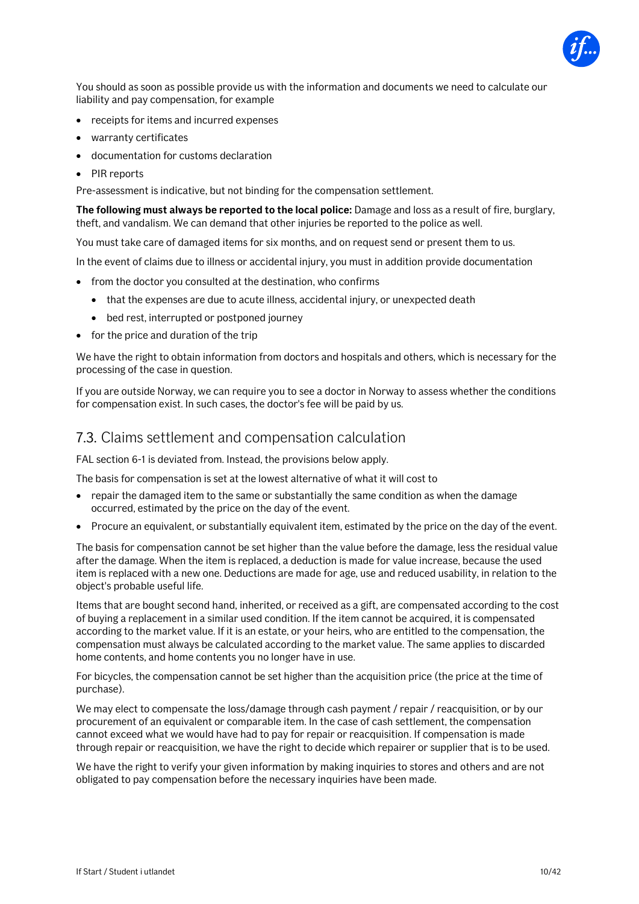You should as soon as possible provide us with the information and documents we need to calculate our liability and pay compensation, for example

- receipts for items and incurred expenses
- warranty certificates
- documentation for customs declaration
- PIR reports

Pre-assessment is indicative, but not binding for the compensation settlement.

**The following must always be reported to the local police:** Damage and loss as a result of fire, burglary, theft, and vandalism. We can demand that other injuries be reported to the police as well.

You must take care of damaged items for six months, and on request send or present them to us.

In the event of claims due to illness or accidental injury, you must in addition provide documentation

- from the doctor you consulted at the destination, who confirms
  - that the expenses are due to acute illness, accidental injury, or unexpected death
  - bed rest, interrupted or postponed journey
- for the price and duration of the trip

We have the right to obtain information from doctors and hospitals and others, which is necessary for the processing of the case in question.

If you are outside Norway, we can require you to see a doctor in Norway to assess whether the conditions for compensation exist. In such cases, the doctor's fee will be paid by us.

## 7.3. Claims settlement and compensation calculation

FAL section 6-1 is deviated from. Instead, the provisions below apply.

The basis for compensation is set at the lowest alternative of what it will cost to

- repair the damaged item to the same or substantially the same condition as when the damage occurred, estimated by the price on the day of the event.
- Procure an equivalent, or substantially equivalent item, estimated by the price on the day of the event.

The basis for compensation cannot be set higher than the value before the damage, less the residual value after the damage. When the item is replaced, a deduction is made for value increase, because the used item is replaced with a new one. Deductions are made for age, use and reduced usability, in relation to the object's probable useful life.

Items that are bought second hand, inherited, or received as a gift, are compensated according to the cost of buying a replacement in a similar used condition. If the item cannot be acquired, it is compensated according to the market value. If it is an estate, or your heirs, who are entitled to the compensation, the compensation must always be calculated according to the market value. The same applies to discarded home contents, and home contents you no longer have in use.

For bicycles, the compensation cannot be set higher than the acquisition price (the price at the time of purchase).

We may elect to compensate the loss/damage through cash payment / repair / reacquisition, or by our procurement of an equivalent or comparable item. In the case of cash settlement, the compensation cannot exceed what we would have had to pay for repair or reacquisition. If compensation is made through repair or reacquisition, we have the right to decide which repairer or supplier that is to be used.

We have the right to verify your given information by making inquiries to stores and others and are not obligated to pay compensation before the necessary inquiries have been made.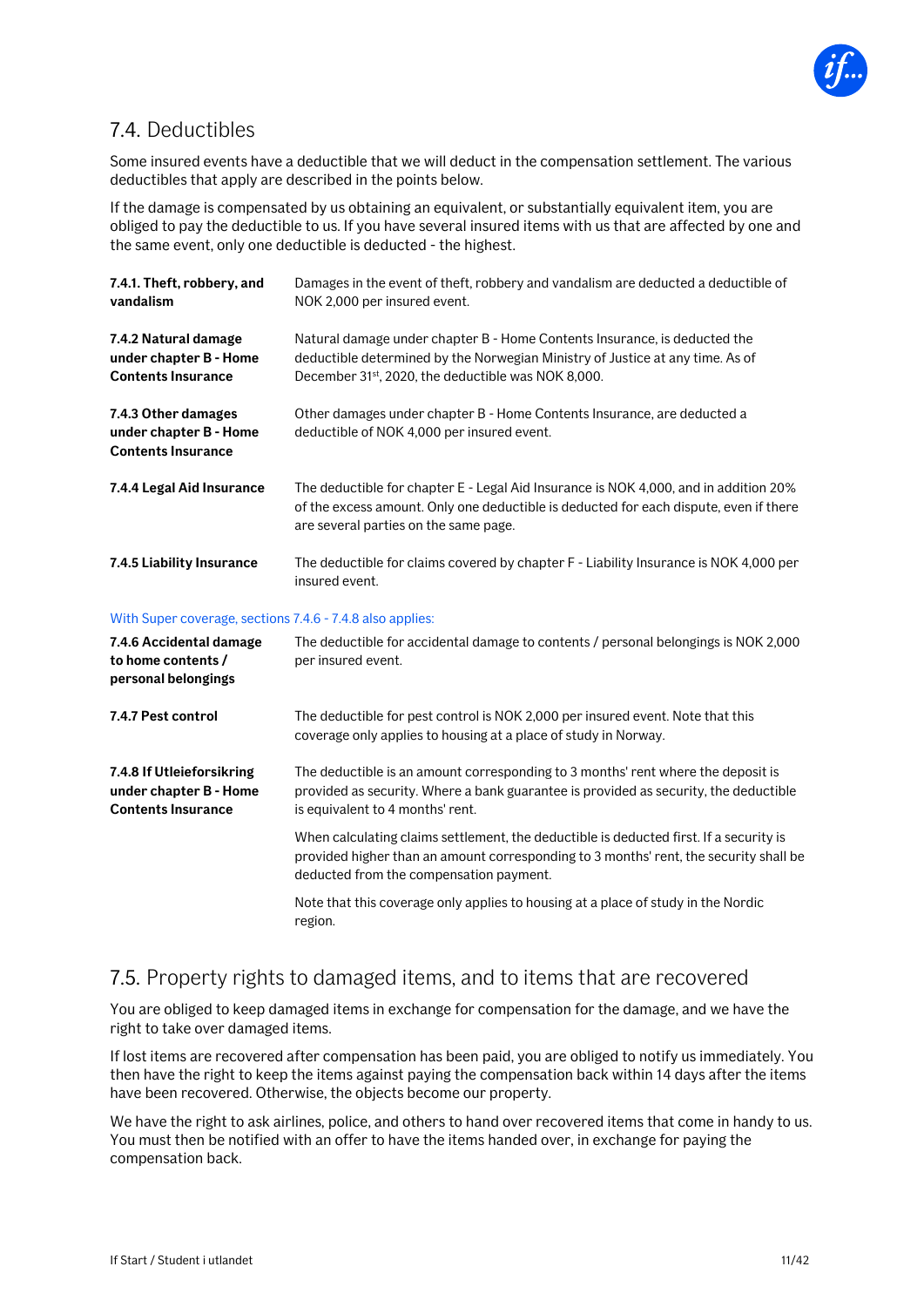## 7.4. Deductibles

Some insured events have a deductible that we will deduct in the compensation settlement. The various deductibles that apply are described in the points below.

If the damage is compensated by us obtaining an equivalent, or substantially equivalent item, you are obliged to pay the deductible to us. If you have several insured items with us that are affected by one and the same event, only one deductible is deducted - the highest.

| | |
|---|---|
| **7.4.1. Theft, robbery, and vandalism** | Damages in the event of theft, robbery and vandalism are deducted a deductible of NOK 2,000 per insured event. |
| **7.4.2 Natural damage under chapter B - Home Contents Insurance** | Natural damage under chapter B - Home Contents Insurance, is deducted the deductible determined by the Norwegian Ministry of Justice at any time. As of December 31st, 2020, the deductible was NOK 8,000. |
| **7.4.3 Other damages under chapter B - Home Contents Insurance** | Other damages under chapter B - Home Contents Insurance, are deducted a deductible of NOK 4,000 per insured event. |
| **7.4.4 Legal Aid Insurance** | The deductible for chapter E - Legal Aid Insurance is NOK 4,000, and in addition 20% of the excess amount. Only one deductible is deducted for each dispute, even if there are several parties on the same page. |
| **7.4.5 Liability Insurance** | The deductible for claims covered by chapter F - Liability Insurance is NOK 4,000 per insured event. |

With Super coverage, sections 7.4.6 - 7.4.8 also applies:

| | |
|---|---|
| **7.4.6 Accidental damage to home contents / personal belongings** | The deductible for accidental damage to contents / personal belongings is NOK 2,000 per insured event. |
| **7.4.7 Pest control** | The deductible for pest control is NOK 2,000 per insured event. Note that this coverage only applies to housing at a place of study in Norway. |
| **7.4.8 If Utleieforsikring under chapter B - Home Contents Insurance** | The deductible is an amount corresponding to 3 months' rent where the deposit is provided as security. Where a bank guarantee is provided as security, the deductible is equivalent to 4 months' rent.<br><br>When calculating claims settlement, the deductible is deducted first. If a security is provided higher than an amount corresponding to 3 months' rent, the security shall be deducted from the compensation payment.<br><br>Note that this coverage only applies to housing at a place of study in the Nordic region. |

## 7.5. Property rights to damaged items, and to items that are recovered

You are obliged to keep damaged items in exchange for compensation for the damage, and we have the right to take over damaged items.

If lost items are recovered after compensation has been paid, you are obliged to notify us immediately. You then have the right to keep the items against paying the compensation back within 14 days after the items have been recovered. Otherwise, the objects become our property.

We have the right to ask airlines, police, and others to hand over recovered items that come in handy to us. You must then be notified with an offer to have the items handed over, in exchange for paying the compensation back.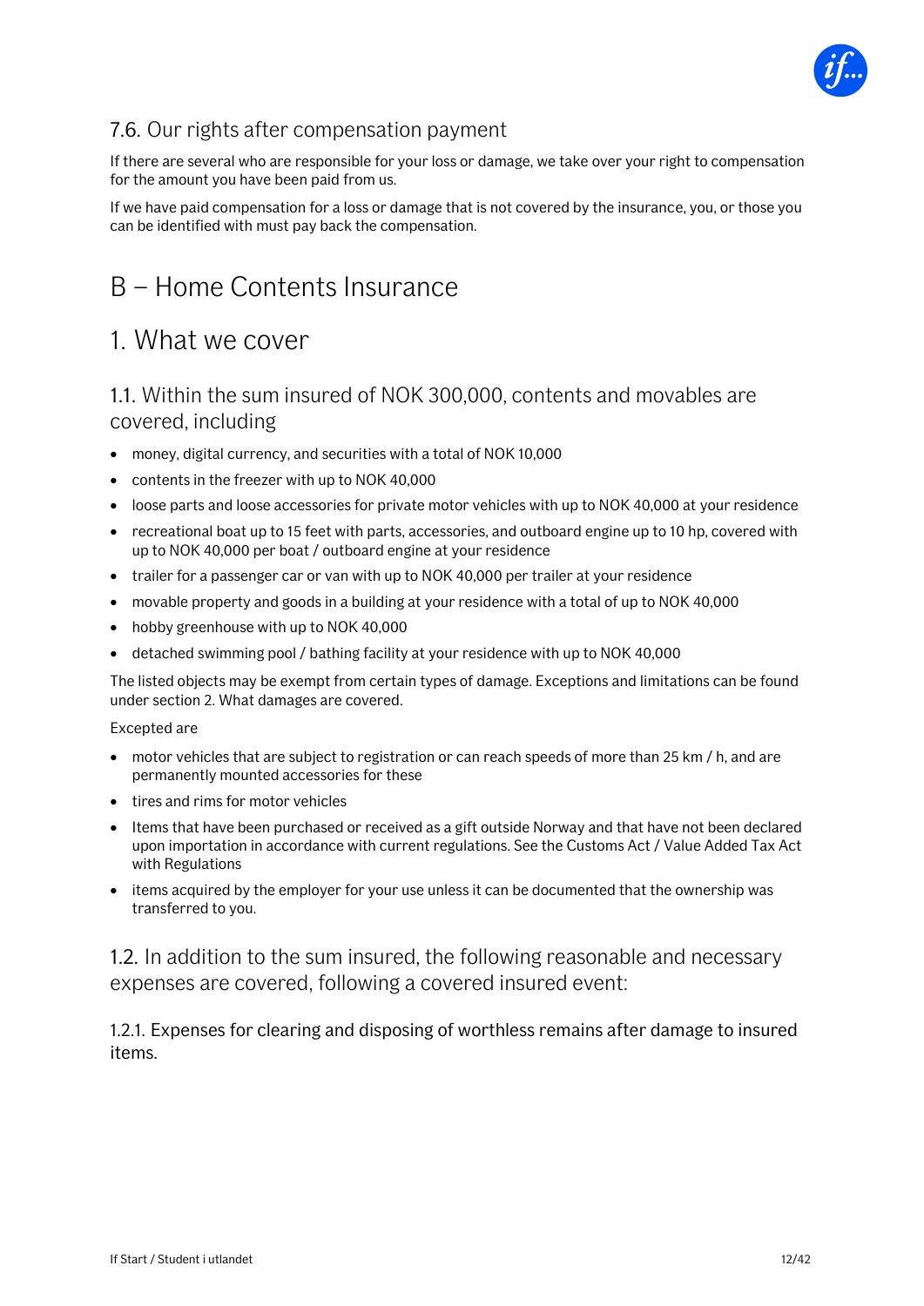### 7.6. Our rights after compensation payment

If there are several who are responsible for your loss or damage, we take over your right to compensation for the amount you have been paid from us.

If we have paid compensation for a loss or damage that is not covered by the insurance, you, or those you can be identified with must pay back the compensation.

# B – Home Contents Insurance

## 1. What we cover

### 1.1. Within the sum insured of NOK 300,000, contents and movables are covered, including

- money, digital currency, and securities with a total of NOK 10,000
- contents in the freezer with up to NOK 40,000
- loose parts and loose accessories for private motor vehicles with up to NOK 40,000 at your residence
- recreational boat up to 15 feet with parts, accessories, and outboard engine up to 10 hp, covered with up to NOK 40,000 per boat / outboard engine at your residence
- trailer for a passenger car or van with up to NOK 40,000 per trailer at your residence
- movable property and goods in a building at your residence with a total of up to NOK 40,000
- hobby greenhouse with up to NOK 40,000
- detached swimming pool / bathing facility at your residence with up to NOK 40,000

The listed objects may be exempt from certain types of damage. Exceptions and limitations can be found under section 2. What damages are covered.

Excepted are

- motor vehicles that are subject to registration or can reach speeds of more than 25 km / h, and are permanently mounted accessories for these
- tires and rims for motor vehicles
- Items that have been purchased or received as a gift outside Norway and that have not been declared upon importation in accordance with current regulations. See the Customs Act / Value Added Tax Act with Regulations
- items acquired by the employer for your use unless it can be documented that the ownership was transferred to you.

### 1.2. In addition to the sum insured, the following reasonable and necessary expenses are covered, following a covered insured event:

#### 1.2.1. Expenses for clearing and disposing of worthless remains after damage to insured items.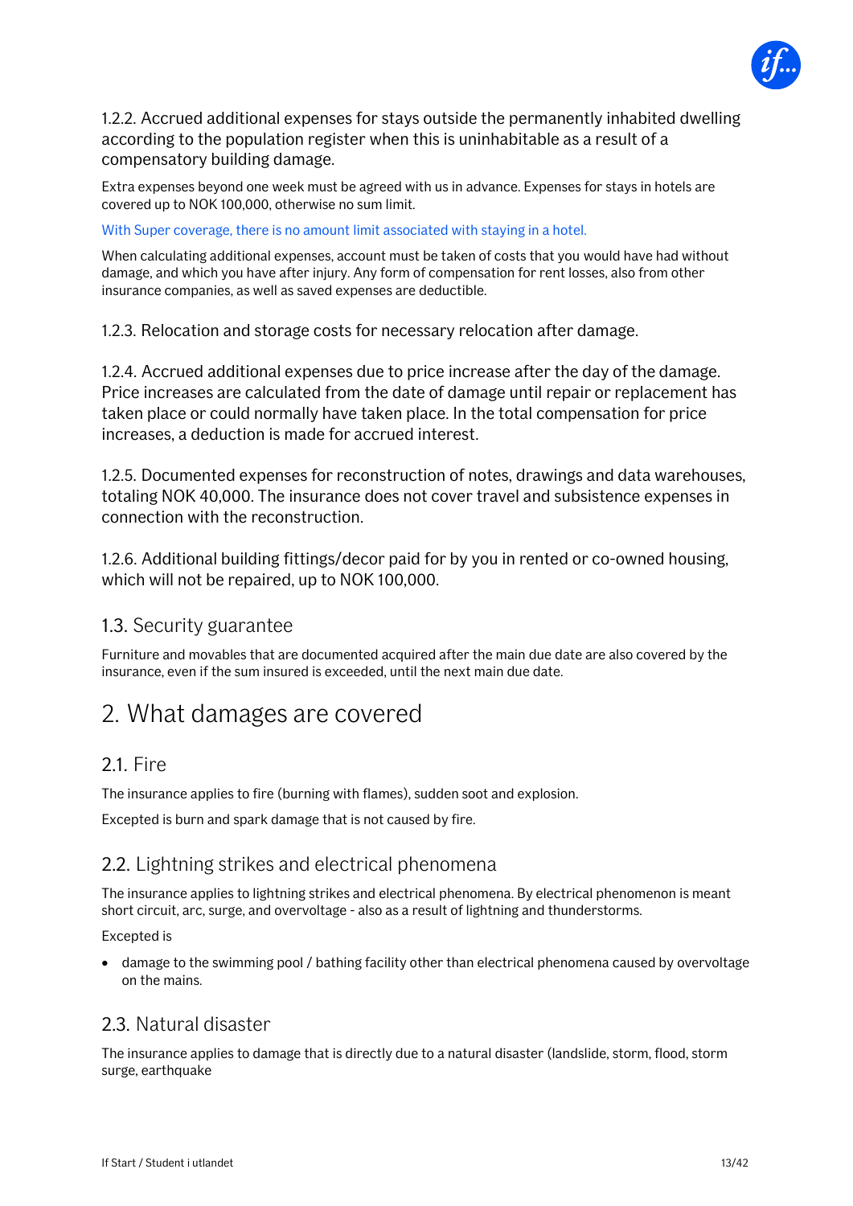1.2.2. Accrued additional expenses for stays outside the permanently inhabited dwelling according to the population register when this is uninhabitable as a result of a compensatory building damage.

Extra expenses beyond one week must be agreed with us in advance. Expenses for stays in hotels are covered up to NOK 100,000, otherwise no sum limit.

With Super coverage, there is no amount limit associated with staying in a hotel.

When calculating additional expenses, account must be taken of costs that you would have had without damage, and which you have after injury. Any form of compensation for rent losses, also from other insurance companies, as well as saved expenses are deductible.

1.2.3. Relocation and storage costs for necessary relocation after damage.

1.2.4. Accrued additional expenses due to price increase after the day of the damage. Price increases are calculated from the date of damage until repair or replacement has taken place or could normally have taken place. In the total compensation for price increases, a deduction is made for accrued interest.

1.2.5. Documented expenses for reconstruction of notes, drawings and data warehouses, totaling NOK 40,000. The insurance does not cover travel and subsistence expenses in connection with the reconstruction.

1.2.6. Additional building fittings/decor paid for by you in rented or co-owned housing, which will not be repaired, up to NOK 100,000.

### 1.3. Security guarantee

Furniture and movables that are documented acquired after the main due date are also covered by the insurance, even if the sum insured is exceeded, until the next main due date.

## 2. What damages are covered

### 2.1. Fire

The insurance applies to fire (burning with flames), sudden soot and explosion.

Excepted is burn and spark damage that is not caused by fire.

### 2.2. Lightning strikes and electrical phenomena

The insurance applies to lightning strikes and electrical phenomena. By electrical phenomenon is meant short circuit, arc, surge, and overvoltage - also as a result of lightning and thunderstorms.

Excepted is

- damage to the swimming pool / bathing facility other than electrical phenomena caused by overvoltage on the mains.

### 2.3. Natural disaster

The insurance applies to damage that is directly due to a natural disaster (landslide, storm, flood, storm surge, earthquake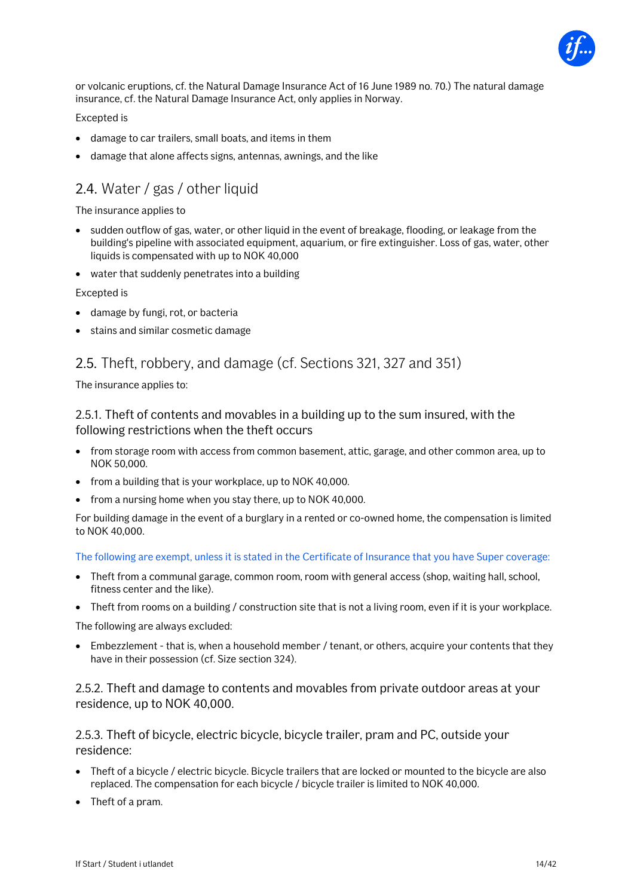or volcanic eruptions, cf. the Natural Damage Insurance Act of 16 June 1989 no. 70.) The natural damage insurance, cf. the Natural Damage Insurance Act, only applies in Norway.

Excepted is

- damage to car trailers, small boats, and items in them
- damage that alone affects signs, antennas, awnings, and the like

## 2.4. Water / gas / other liquid

The insurance applies to

- sudden outflow of gas, water, or other liquid in the event of breakage, flooding, or leakage from the building's pipeline with associated equipment, aquarium, or fire extinguisher. Loss of gas, water, other liquids is compensated with up to NOK 40,000
- water that suddenly penetrates into a building

Excepted is

- damage by fungi, rot, or bacteria
- stains and similar cosmetic damage

## 2.5. Theft, robbery, and damage (cf. Sections 321, 327 and 351)

The insurance applies to:

### 2.5.1. Theft of contents and movables in a building up to the sum insured, with the following restrictions when the theft occurs

- from storage room with access from common basement, attic, garage, and other common area, up to NOK 50,000.
- from a building that is your workplace, up to NOK 40,000.
- from a nursing home when you stay there, up to NOK 40,000.

For building damage in the event of a burglary in a rented or co-owned home, the compensation is limited to NOK 40,000.

The following are exempt, unless it is stated in the Certificate of Insurance that you have Super coverage:

- Theft from a communal garage, common room, room with general access (shop, waiting hall, school, fitness center and the like).
- Theft from rooms on a building / construction site that is not a living room, even if it is your workplace.

The following are always excluded:

- Embezzlement - that is, when a household member / tenant, or others, acquire your contents that they have in their possession (cf. Size section 324).

### 2.5.2. Theft and damage to contents and movables from private outdoor areas at your residence, up to NOK 40,000.

### 2.5.3. Theft of bicycle, electric bicycle, bicycle trailer, pram and PC, outside your residence:

- Theft of a bicycle / electric bicycle. Bicycle trailers that are locked or mounted to the bicycle are also replaced. The compensation for each bicycle / bicycle trailer is limited to NOK 40,000.
- Theft of a pram.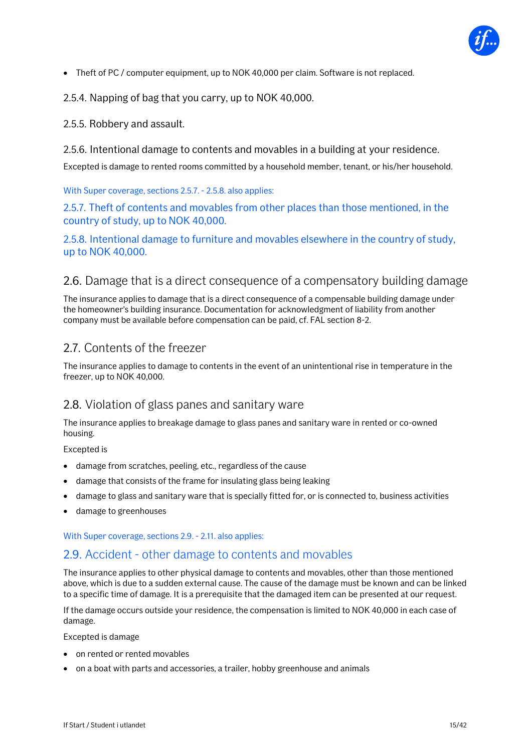- Theft of PC / computer equipment, up to NOK 40,000 per claim. Software is not replaced.

#### 2.5.4. Napping of bag that you carry, up to NOK 40,000.

#### 2.5.5. Robbery and assault.

#### 2.5.6. Intentional damage to contents and movables in a building at your residence.

Excepted is damage to rented rooms committed by a household member, tenant, or his/her household.

With Super coverage, sections 2.5.7. - 2.5.8. also applies:

#### 2.5.7. Theft of contents and movables from other places than those mentioned, in the country of study, up to NOK 40,000.

#### 2.5.8. Intentional damage to furniture and movables elsewhere in the country of study, up to NOK 40,000.

## 2.6. Damage that is a direct consequence of a compensatory building damage

The insurance applies to damage that is a direct consequence of a compensable building damage under the homeowner's building insurance. Documentation for acknowledgment of liability from another company must be available before compensation can be paid, cf. FAL section 8-2.

## 2.7. Contents of the freezer

The insurance applies to damage to contents in the event of an unintentional rise in temperature in the freezer, up to NOK 40,000.

## 2.8. Violation of glass panes and sanitary ware

The insurance applies to breakage damage to glass panes and sanitary ware in rented or co-owned housing.

Excepted is

- damage from scratches, peeling, etc., regardless of the cause
- damage that consists of the frame for insulating glass being leaking
- damage to glass and sanitary ware that is specially fitted for, or is connected to, business activities
- damage to greenhouses

With Super coverage, sections 2.9. - 2.11. also applies:

## 2.9. Accident - other damage to contents and movables

The insurance applies to other physical damage to contents and movables, other than those mentioned above, which is due to a sudden external cause. The cause of the damage must be known and can be linked to a specific time of damage. It is a prerequisite that the damaged item can be presented at our request.

If the damage occurs outside your residence, the compensation is limited to NOK 40,000 in each case of damage.

Excepted is damage

- on rented or rented movables
- on a boat with parts and accessories, a trailer, hobby greenhouse and animals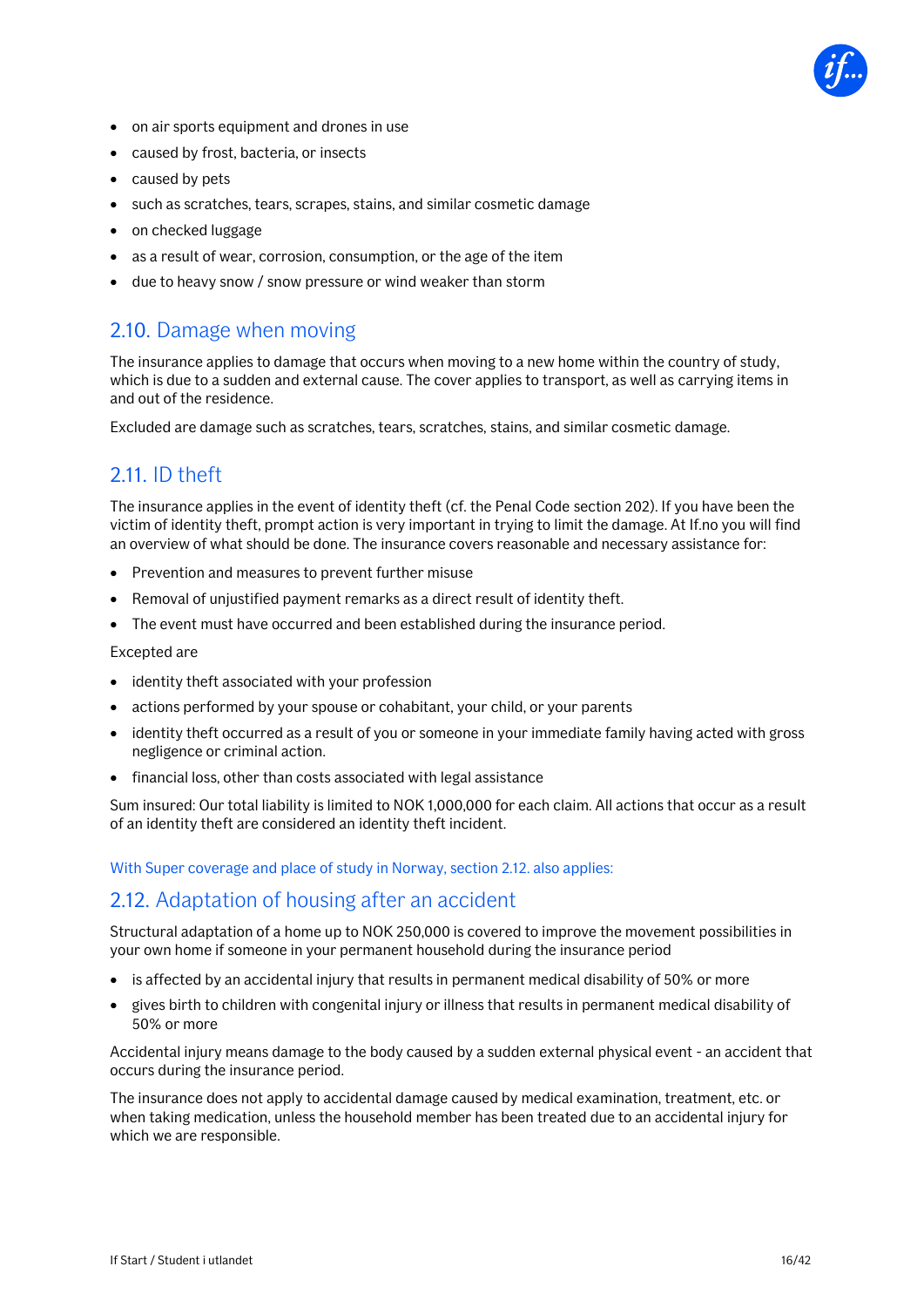- on air sports equipment and drones in use
- caused by frost, bacteria, or insects
- caused by pets
- such as scratches, tears, scrapes, stains, and similar cosmetic damage
- on checked luggage
- as a result of wear, corrosion, consumption, or the age of the item
- due to heavy snow / snow pressure or wind weaker than storm

## 2.10. Damage when moving

The insurance applies to damage that occurs when moving to a new home within the country of study, which is due to a sudden and external cause. The cover applies to transport, as well as carrying items in and out of the residence.

Excluded are damage such as scratches, tears, scratches, stains, and similar cosmetic damage.

## 2.11. ID theft

The insurance applies in the event of identity theft (cf. the Penal Code section 202). If you have been the victim of identity theft, prompt action is very important in trying to limit the damage. At If.no you will find an overview of what should be done. The insurance covers reasonable and necessary assistance for:

- Prevention and measures to prevent further misuse
- Removal of unjustified payment remarks as a direct result of identity theft.
- The event must have occurred and been established during the insurance period.

Excepted are

- identity theft associated with your profession
- actions performed by your spouse or cohabitant, your child, or your parents
- identity theft occurred as a result of you or someone in your immediate family having acted with gross negligence or criminal action.
- financial loss, other than costs associated with legal assistance

Sum insured: Our total liability is limited to NOK 1,000,000 for each claim. All actions that occur as a result of an identity theft are considered an identity theft incident.

With Super coverage and place of study in Norway, section 2.12. also applies:

## 2.12. Adaptation of housing after an accident

Structural adaptation of a home up to NOK 250,000 is covered to improve the movement possibilities in your own home if someone in your permanent household during the insurance period

- is affected by an accidental injury that results in permanent medical disability of 50% or more
- gives birth to children with congenital injury or illness that results in permanent medical disability of 50% or more

Accidental injury means damage to the body caused by a sudden external physical event - an accident that occurs during the insurance period.

The insurance does not apply to accidental damage caused by medical examination, treatment, etc. or when taking medication, unless the household member has been treated due to an accidental injury for which we are responsible.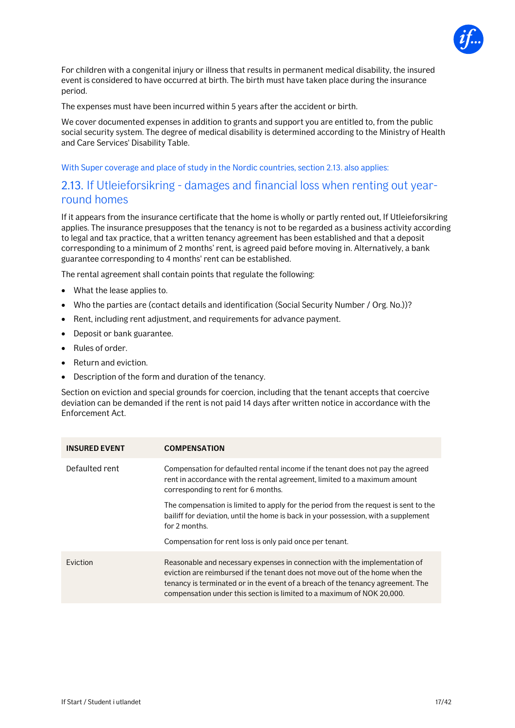For children with a congenital injury or illness that results in permanent medical disability, the insured event is considered to have occurred at birth. The birth must have taken place during the insurance period.

The expenses must have been incurred within 5 years after the accident or birth.

We cover documented expenses in addition to grants and support you are entitled to, from the public social security system. The degree of medical disability is determined according to the Ministry of Health and Care Services' Disability Table.

With Super coverage and place of study in the Nordic countries, section 2.13. also applies:

## 2.13. If Utleieforsikring - damages and financial loss when renting out year-round homes

If it appears from the insurance certificate that the home is wholly or partly rented out, If Utleieforsikring applies. The insurance presupposes that the tenancy is not to be regarded as a business activity according to legal and tax practice, that a written tenancy agreement has been established and that a deposit corresponding to a minimum of 2 months' rent, is agreed paid before moving in. Alternatively, a bank guarantee corresponding to 4 months' rent can be established.

The rental agreement shall contain points that regulate the following:

- What the lease applies to.
- Who the parties are (contact details and identification (Social Security Number / Org. No.))?
- Rent, including rent adjustment, and requirements for advance payment.
- Deposit or bank guarantee.
- Rules of order.
- Return and eviction.
- Description of the form and duration of the tenancy.

Section on eviction and special grounds for coercion, including that the tenant accepts that coercive deviation can be demanded if the rent is not paid 14 days after written notice in accordance with the Enforcement Act.

| INSURED EVENT | COMPENSATION |
|---|---|
| Defaulted rent | Compensation for defaulted rental income if the tenant does not pay the agreed rent in accordance with the rental agreement, limited to a maximum amount corresponding to rent for 6 months.<br><br>The compensation is limited to apply for the period from the request is sent to the bailiff for deviation, until the home is back in your possession, with a supplement for 2 months.<br><br>Compensation for rent loss is only paid once per tenant. |
| Eviction | Reasonable and necessary expenses in connection with the implementation of eviction are reimbursed if the tenant does not move out of the home when the tenancy is terminated or in the event of a breach of the tenancy agreement. The compensation under this section is limited to a maximum of NOK 20,000. |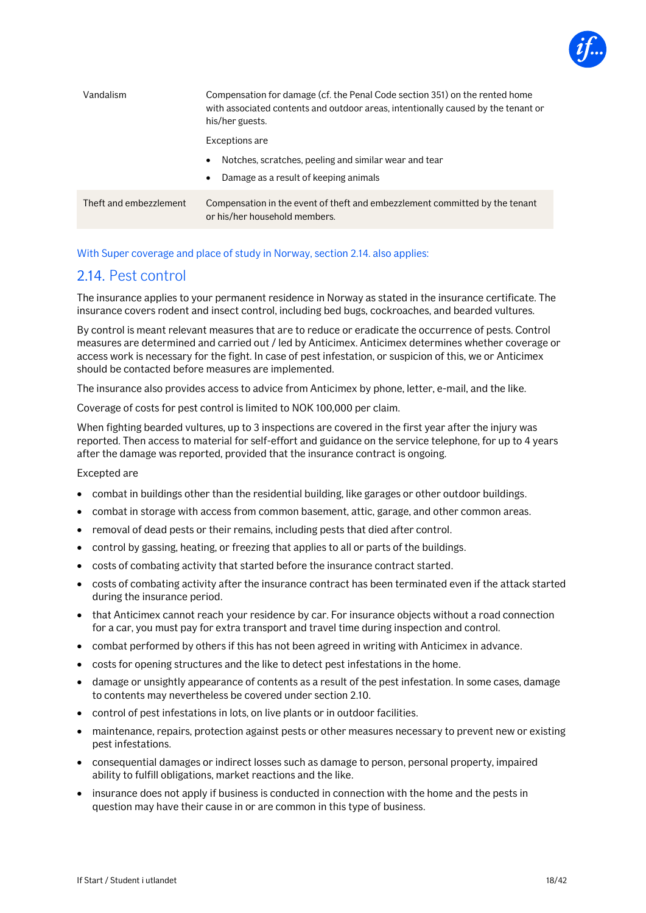| | |
|---|---|
| Vandalism | Compensation for damage (cf. the Penal Code section 351) on the rented home with associated contents and outdoor areas, intentionally caused by the tenant or his/her guests.<br><br>Exceptions are<br>• Notches, scratches, peeling and similar wear and tear<br>• Damage as a result of keeping animals |
| Theft and embezzlement | Compensation in the event of theft and embezzlement committed by the tenant or his/her household members. |

With Super coverage and place of study in Norway, section 2.14. also applies:

## 2.14. Pest control

The insurance applies to your permanent residence in Norway as stated in the insurance certificate. The insurance covers rodent and insect control, including bed bugs, cockroaches, and bearded vultures.

By control is meant relevant measures that are to reduce or eradicate the occurrence of pests. Control measures are determined and carried out / led by Anticimex. Anticimex determines whether coverage or access work is necessary for the fight. In case of pest infestation, or suspicion of this, we or Anticimex should be contacted before measures are implemented.

The insurance also provides access to advice from Anticimex by phone, letter, e-mail, and the like.

Coverage of costs for pest control is limited to NOK 100,000 per claim.

When fighting bearded vultures, up to 3 inspections are covered in the first year after the injury was reported. Then access to material for self-effort and guidance on the service telephone, for up to 4 years after the damage was reported, provided that the insurance contract is ongoing.

Excepted are

- combat in buildings other than the residential building, like garages or other outdoor buildings.
- combat in storage with access from common basement, attic, garage, and other common areas.
- removal of dead pests or their remains, including pests that died after control.
- control by gassing, heating, or freezing that applies to all or parts of the buildings.
- costs of combating activity that started before the insurance contract started.
- costs of combating activity after the insurance contract has been terminated even if the attack started during the insurance period.
- that Anticimex cannot reach your residence by car. For insurance objects without a road connection for a car, you must pay for extra transport and travel time during inspection and control.
- combat performed by others if this has not been agreed in writing with Anticimex in advance.
- costs for opening structures and the like to detect pest infestations in the home.
- damage or unsightly appearance of contents as a result of the pest infestation. In some cases, damage to contents may nevertheless be covered under section 2.10.
- control of pest infestations in lots, on live plants or in outdoor facilities.
- maintenance, repairs, protection against pests or other measures necessary to prevent new or existing pest infestations.
- consequential damages or indirect losses such as damage to person, personal property, impaired ability to fulfill obligations, market reactions and the like.
- insurance does not apply if business is conducted in connection with the home and the pests in question may have their cause in or are common in this type of business.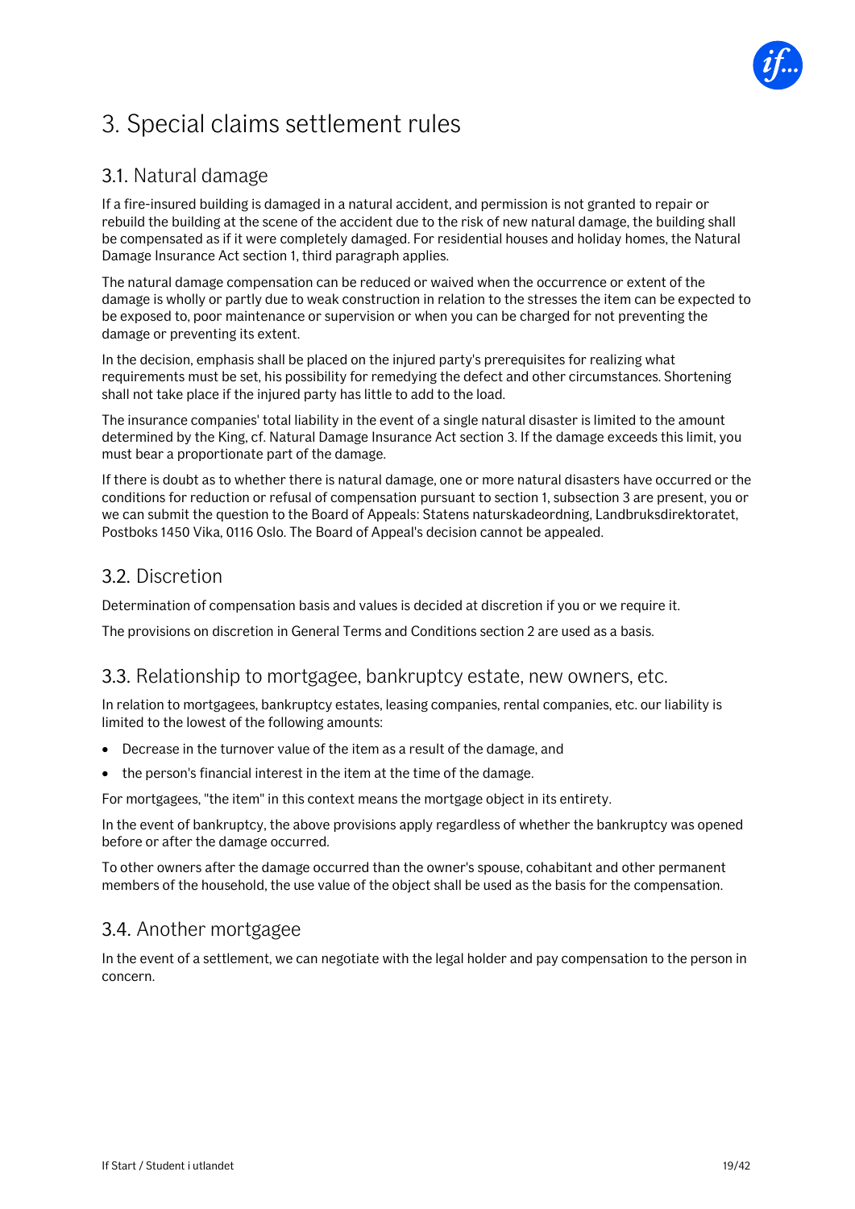# 3. Special claims settlement rules

## 3.1. Natural damage

If a fire-insured building is damaged in a natural accident, and permission is not granted to repair or rebuild the building at the scene of the accident due to the risk of new natural damage, the building shall be compensated as if it were completely damaged. For residential houses and holiday homes, the Natural Damage Insurance Act section 1, third paragraph applies.

The natural damage compensation can be reduced or waived when the occurrence or extent of the damage is wholly or partly due to weak construction in relation to the stresses the item can be expected to be exposed to, poor maintenance or supervision or when you can be charged for not preventing the damage or preventing its extent.

In the decision, emphasis shall be placed on the injured party's prerequisites for realizing what requirements must be set, his possibility for remedying the defect and other circumstances. Shortening shall not take place if the injured party has little to add to the load.

The insurance companies' total liability in the event of a single natural disaster is limited to the amount determined by the King, cf. Natural Damage Insurance Act section 3. If the damage exceeds this limit, you must bear a proportionate part of the damage.

If there is doubt as to whether there is natural damage, one or more natural disasters have occurred or the conditions for reduction or refusal of compensation pursuant to section 1, subsection 3 are present, you or we can submit the question to the Board of Appeals: Statens naturskadeordning, Landbruksdirektoratet, Postboks 1450 Vika, 0116 Oslo. The Board of Appeal's decision cannot be appealed.

## 3.2. Discretion

Determination of compensation basis and values is decided at discretion if you or we require it.

The provisions on discretion in General Terms and Conditions section 2 are used as a basis.

## 3.3. Relationship to mortgagee, bankruptcy estate, new owners, etc.

In relation to mortgagees, bankruptcy estates, leasing companies, rental companies, etc. our liability is limited to the lowest of the following amounts:

- Decrease in the turnover value of the item as a result of the damage, and
- the person's financial interest in the item at the time of the damage.

For mortgagees, "the item" in this context means the mortgage object in its entirety.

In the event of bankruptcy, the above provisions apply regardless of whether the bankruptcy was opened before or after the damage occurred.

To other owners after the damage occurred than the owner's spouse, cohabitant and other permanent members of the household, the use value of the object shall be used as the basis for the compensation.

## 3.4. Another mortgagee

In the event of a settlement, we can negotiate with the legal holder and pay compensation to the person in concern.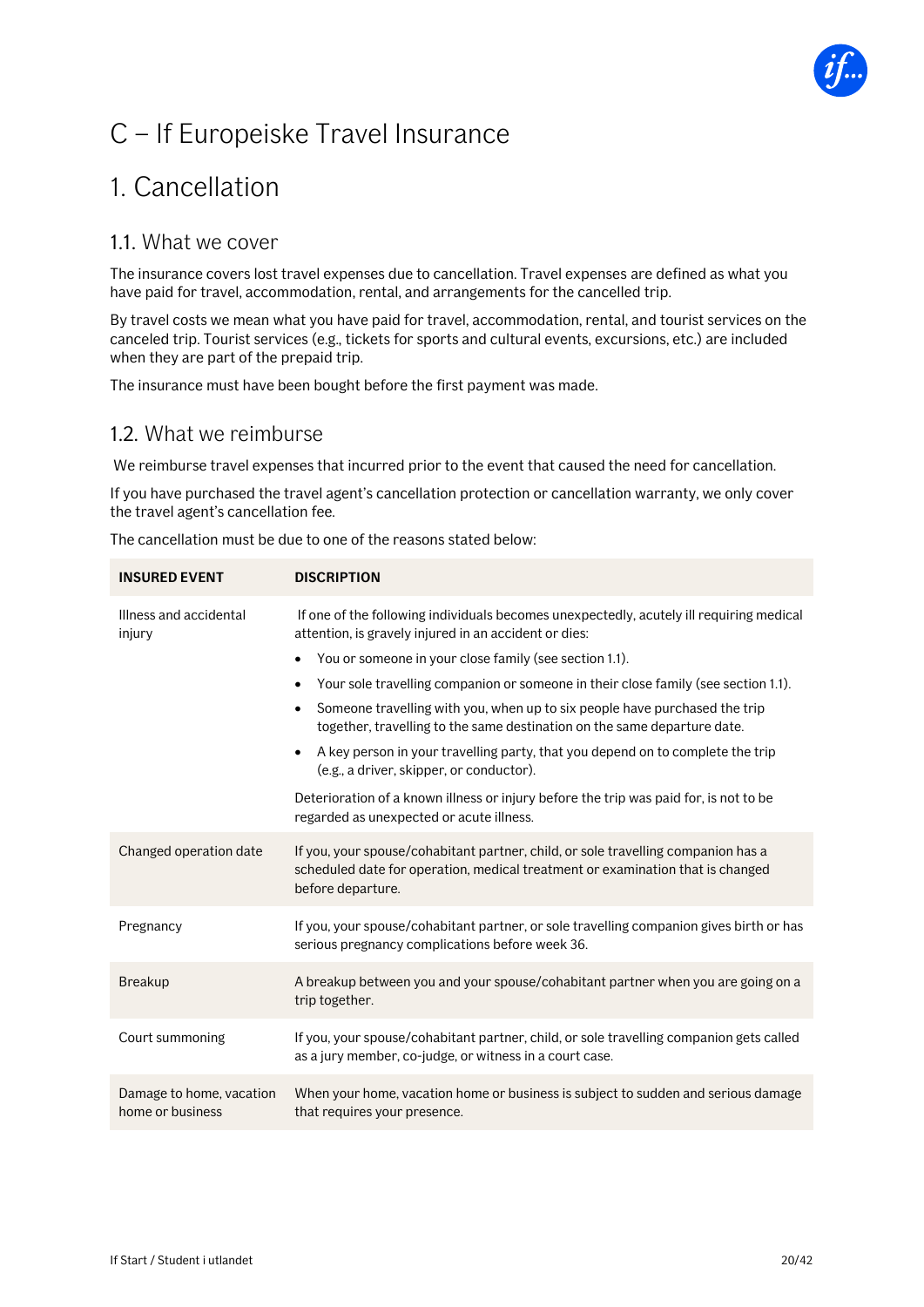# C – If Europeiske Travel Insurance

# 1. Cancellation

## 1.1. What we cover

The insurance covers lost travel expenses due to cancellation. Travel expenses are defined as what you have paid for travel, accommodation, rental, and arrangements for the cancelled trip.

By travel costs we mean what you have paid for travel, accommodation, rental, and tourist services on the canceled trip. Tourist services (e.g., tickets for sports and cultural events, excursions, etc.) are included when they are part of the prepaid trip.

The insurance must have been bought before the first payment was made.

## 1.2. What we reimburse

We reimburse travel expenses that incurred prior to the event that caused the need for cancellation.

If you have purchased the travel agent's cancellation protection or cancellation warranty, we only cover the travel agent's cancellation fee.

The cancellation must be due to one of the reasons stated below:

| INSURED EVENT | DISCRIPTION |
|---|---|
| Illness and accidental injury | If one of the following individuals becomes unexpectedly, acutely ill requiring medical attention, is gravely injured in an accident or dies:<br>• You or someone in your close family (see section 1.1).<br>• Your sole travelling companion or someone in their close family (see section 1.1).<br>• Someone travelling with you, when up to six people have purchased the trip together, travelling to the same destination on the same departure date.<br>• A key person in your travelling party, that you depend on to complete the trip (e.g., a driver, skipper, or conductor).<br><br>Deterioration of a known illness or injury before the trip was paid for, is not to be regarded as unexpected or acute illness. |
| Changed operation date | If you, your spouse/cohabitant partner, child, or sole travelling companion has a scheduled date for operation, medical treatment or examination that is changed before departure. |
| Pregnancy | If you, your spouse/cohabitant partner, or sole travelling companion gives birth or has serious pregnancy complications before week 36. |
| Breakup | A breakup between you and your spouse/cohabitant partner when you are going on a trip together. |
| Court summoning | If you, your spouse/cohabitant partner, child, or sole travelling companion gets called as a jury member, co-judge, or witness in a court case. |
| Damage to home, vacation home or business | When your home, vacation home or business is subject to sudden and serious damage that requires your presence. |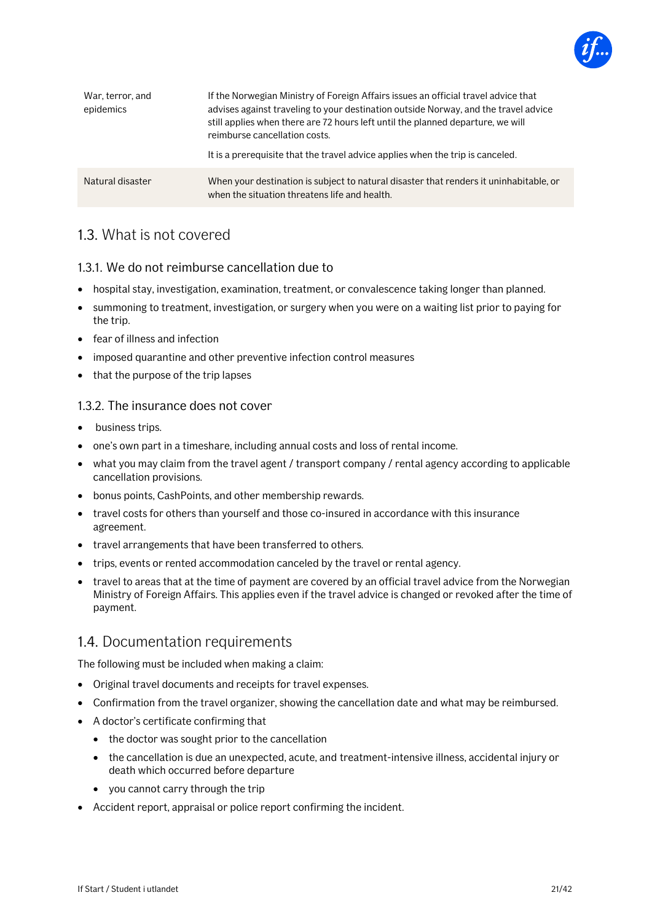| | |
|---|---|
| War, terror, and epidemics | If the Norwegian Ministry of Foreign Affairs issues an official travel advice that advises against traveling to your destination outside Norway, and the travel advice still applies when there are 72 hours left until the planned departure, we will reimburse cancellation costs.<br><br>It is a prerequisite that the travel advice applies when the trip is canceled. |
| Natural disaster | When your destination is subject to natural disaster that renders it uninhabitable, or when the situation threatens life and health. |

## 1.3. What is not covered

### 1.3.1. We do not reimburse cancellation due to

- hospital stay, investigation, examination, treatment, or convalescence taking longer than planned.
- summoning to treatment, investigation, or surgery when you were on a waiting list prior to paying for the trip.
- fear of illness and infection
- imposed quarantine and other preventive infection control measures
- that the purpose of the trip lapses

### 1.3.2. The insurance does not cover

- business trips.
- one's own part in a timeshare, including annual costs and loss of rental income.
- what you may claim from the travel agent / transport company / rental agency according to applicable cancellation provisions.
- bonus points, CashPoints, and other membership rewards.
- travel costs for others than yourself and those co-insured in accordance with this insurance agreement.
- travel arrangements that have been transferred to others.
- trips, events or rented accommodation canceled by the travel or rental agency.
- travel to areas that at the time of payment are covered by an official travel advice from the Norwegian Ministry of Foreign Affairs. This applies even if the travel advice is changed or revoked after the time of payment.

## 1.4. Documentation requirements

The following must be included when making a claim:

- Original travel documents and receipts for travel expenses.
- Confirmation from the travel organizer, showing the cancellation date and what may be reimbursed.
- A doctor's certificate confirming that
  - the doctor was sought prior to the cancellation
  - the cancellation is due an unexpected, acute, and treatment-intensive illness, accidental injury or death which occurred before departure
  - you cannot carry through the trip
- Accident report, appraisal or police report confirming the incident.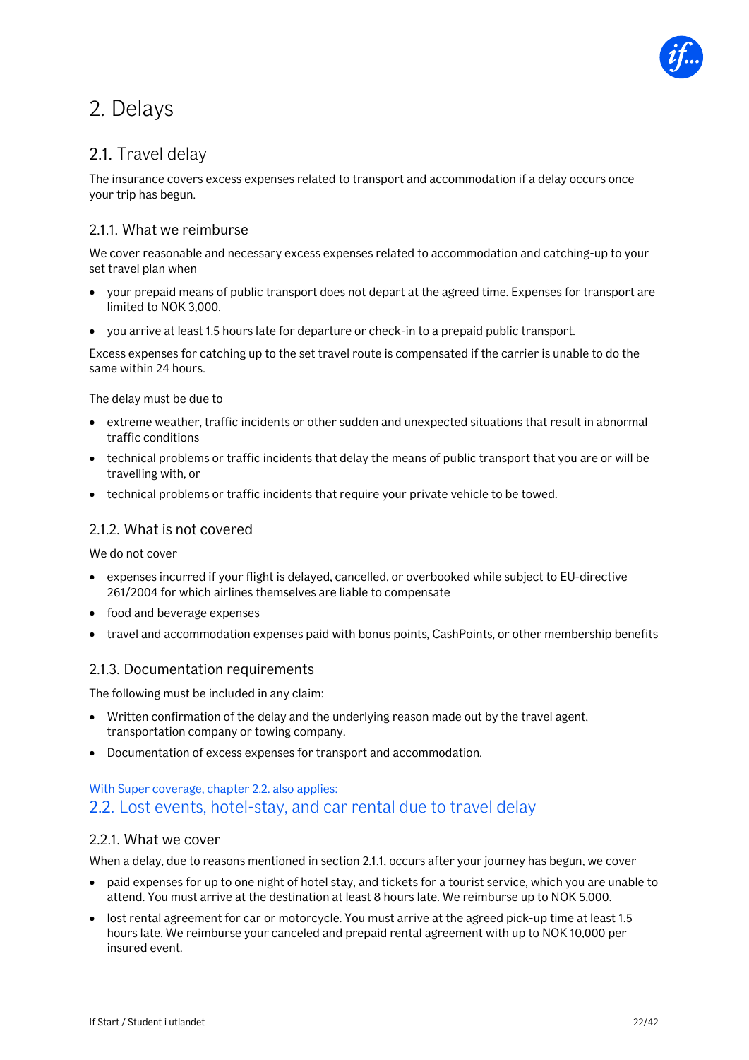# 2. Delays

## 2.1. Travel delay

The insurance covers excess expenses related to transport and accommodation if a delay occurs once your trip has begun.

### 2.1.1. What we reimburse

We cover reasonable and necessary excess expenses related to accommodation and catching-up to your set travel plan when

- your prepaid means of public transport does not depart at the agreed time. Expenses for transport are limited to NOK 3,000.
- you arrive at least 1.5 hours late for departure or check-in to a prepaid public transport.

Excess expenses for catching up to the set travel route is compensated if the carrier is unable to do the same within 24 hours.

The delay must be due to

- extreme weather, traffic incidents or other sudden and unexpected situations that result in abnormal traffic conditions
- technical problems or traffic incidents that delay the means of public transport that you are or will be travelling with, or
- technical problems or traffic incidents that require your private vehicle to be towed.

### 2.1.2. What is not covered

We do not cover

- expenses incurred if your flight is delayed, cancelled, or overbooked while subject to EU-directive 261/2004 for which airlines themselves are liable to compensate
- food and beverage expenses
- travel and accommodation expenses paid with bonus points, CashPoints, or other membership benefits

### 2.1.3. Documentation requirements

The following must be included in any claim:

- Written confirmation of the delay and the underlying reason made out by the travel agent, transportation company or towing company.
- Documentation of excess expenses for transport and accommodation.

With Super coverage, chapter 2.2. also applies:

## 2.2. Lost events, hotel-stay, and car rental due to travel delay

### 2.2.1. What we cover

When a delay, due to reasons mentioned in section 2.1.1, occurs after your journey has begun, we cover

- paid expenses for up to one night of hotel stay, and tickets for a tourist service, which you are unable to attend. You must arrive at the destination at least 8 hours late. We reimburse up to NOK 5,000.
- lost rental agreement for car or motorcycle. You must arrive at the agreed pick-up time at least 1.5 hours late. We reimburse your canceled and prepaid rental agreement with up to NOK 10,000 per insured event.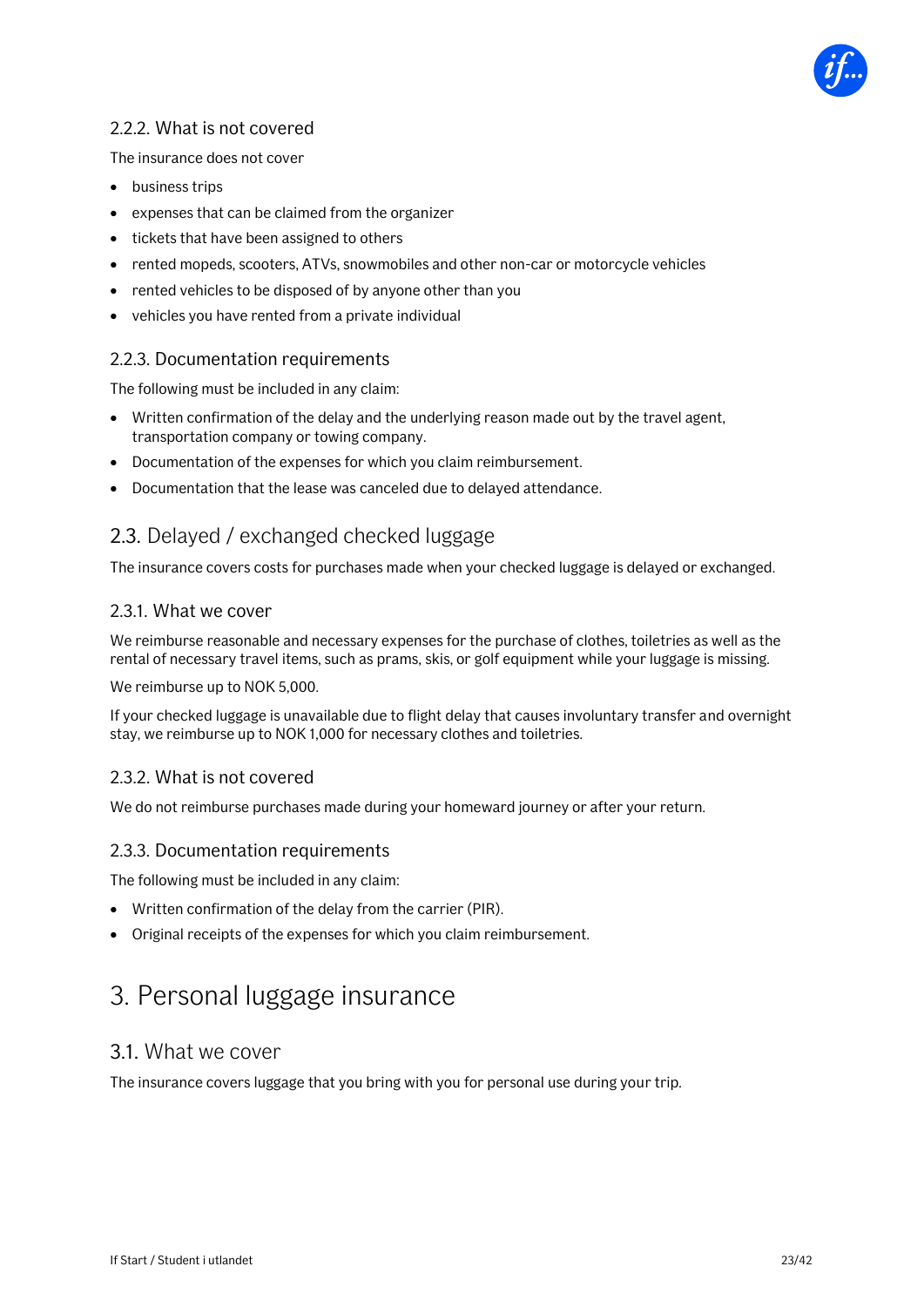### 2.2.2. What is not covered

The insurance does not cover

- business trips
- expenses that can be claimed from the organizer
- tickets that have been assigned to others
- rented mopeds, scooters, ATVs, snowmobiles and other non-car or motorcycle vehicles
- rented vehicles to be disposed of by anyone other than you
- vehicles you have rented from a private individual

### 2.2.3. Documentation requirements

The following must be included in any claim:

- Written confirmation of the delay and the underlying reason made out by the travel agent, transportation company or towing company.
- Documentation of the expenses for which you claim reimbursement.
- Documentation that the lease was canceled due to delayed attendance.

## 2.3. Delayed / exchanged checked luggage

The insurance covers costs for purchases made when your checked luggage is delayed or exchanged.

### 2.3.1. What we cover

We reimburse reasonable and necessary expenses for the purchase of clothes, toiletries as well as the rental of necessary travel items, such as prams, skis, or golf equipment while your luggage is missing.

We reimburse up to NOK 5,000.

If your checked luggage is unavailable due to flight delay that causes involuntary transfer and overnight stay, we reimburse up to NOK 1,000 for necessary clothes and toiletries.

### 2.3.2. What is not covered

We do not reimburse purchases made during your homeward journey or after your return.

### 2.3.3. Documentation requirements

The following must be included in any claim:

- Written confirmation of the delay from the carrier (PIR).
- Original receipts of the expenses for which you claim reimbursement.

# 3. Personal luggage insurance

## 3.1. What we cover

The insurance covers luggage that you bring with you for personal use during your trip.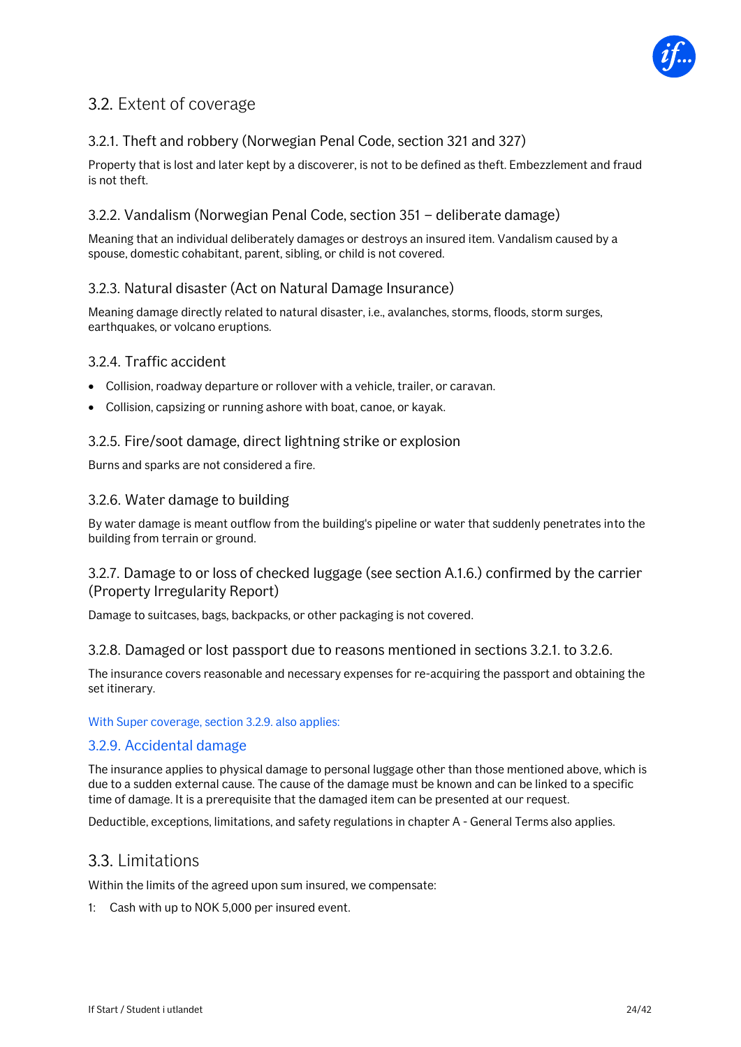## 3.2. Extent of coverage

### 3.2.1. Theft and robbery (Norwegian Penal Code, section 321 and 327)

Property that is lost and later kept by a discoverer, is not to be defined as theft. Embezzlement and fraud is not theft.

### 3.2.2. Vandalism (Norwegian Penal Code, section 351 – deliberate damage)

Meaning that an individual deliberately damages or destroys an insured item. Vandalism caused by a spouse, domestic cohabitant, parent, sibling, or child is not covered.

### 3.2.3. Natural disaster (Act on Natural Damage Insurance)

Meaning damage directly related to natural disaster, i.e., avalanches, storms, floods, storm surges, earthquakes, or volcano eruptions.

### 3.2.4. Traffic accident

- Collision, roadway departure or rollover with a vehicle, trailer, or caravan.
- Collision, capsizing or running ashore with boat, canoe, or kayak.

### 3.2.5. Fire/soot damage, direct lightning strike or explosion

Burns and sparks are not considered a fire.

### 3.2.6. Water damage to building

By water damage is meant outflow from the building's pipeline or water that suddenly penetrates into the building from terrain or ground.

### 3.2.7. Damage to or loss of checked luggage (see section A.1.6.) confirmed by the carrier (Property Irregularity Report)

Damage to suitcases, bags, backpacks, or other packaging is not covered.

### 3.2.8. Damaged or lost passport due to reasons mentioned in sections 3.2.1. to 3.2.6.

The insurance covers reasonable and necessary expenses for re-acquiring the passport and obtaining the set itinerary.

With Super coverage, section 3.2.9. also applies:

### 3.2.9. Accidental damage

The insurance applies to physical damage to personal luggage other than those mentioned above, which is due to a sudden external cause. The cause of the damage must be known and can be linked to a specific time of damage. It is a prerequisite that the damaged item can be presented at our request.

Deductible, exceptions, limitations, and safety regulations in chapter A - General Terms also applies.

## 3.3. Limitations

Within the limits of the agreed upon sum insured, we compensate:

1: Cash with up to NOK 5,000 per insured event.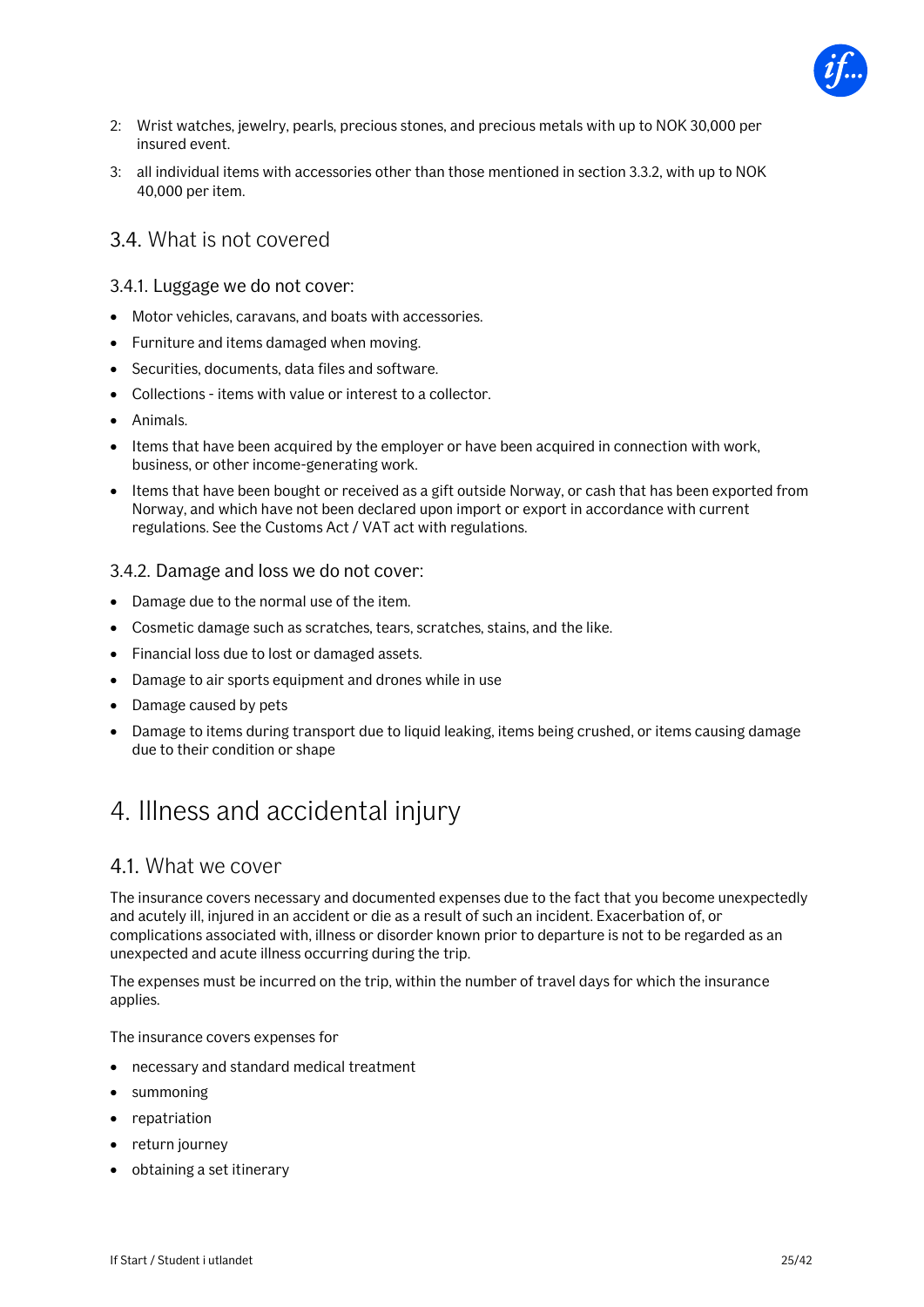2: Wrist watches, jewelry, pearls, precious stones, and precious metals with up to NOK 30,000 per insured event.

3: all individual items with accessories other than those mentioned in section 3.3.2, with up to NOK 40,000 per item.

## 3.4. What is not covered

### 3.4.1. Luggage we do not cover:

- Motor vehicles, caravans, and boats with accessories.
- Furniture and items damaged when moving.
- Securities, documents, data files and software.
- Collections - items with value or interest to a collector.
- Animals.
- Items that have been acquired by the employer or have been acquired in connection with work, business, or other income-generating work.
- Items that have been bought or received as a gift outside Norway, or cash that has been exported from Norway, and which have not been declared upon import or export in accordance with current regulations. See the Customs Act / VAT act with regulations.

### 3.4.2. Damage and loss we do not cover:

- Damage due to the normal use of the item.
- Cosmetic damage such as scratches, tears, scratches, stains, and the like.
- Financial loss due to lost or damaged assets.
- Damage to air sports equipment and drones while in use
- Damage caused by pets
- Damage to items during transport due to liquid leaking, items being crushed, or items causing damage due to their condition or shape

# 4. Illness and accidental injury

## 4.1. What we cover

The insurance covers necessary and documented expenses due to the fact that you become unexpectedly and acutely ill, injured in an accident or die as a result of such an incident. Exacerbation of, or complications associated with, illness or disorder known prior to departure is not to be regarded as an unexpected and acute illness occurring during the trip.

The expenses must be incurred on the trip, within the number of travel days for which the insurance applies.

The insurance covers expenses for

- necessary and standard medical treatment
- summoning
- repatriation
- return journey
- obtaining a set itinerary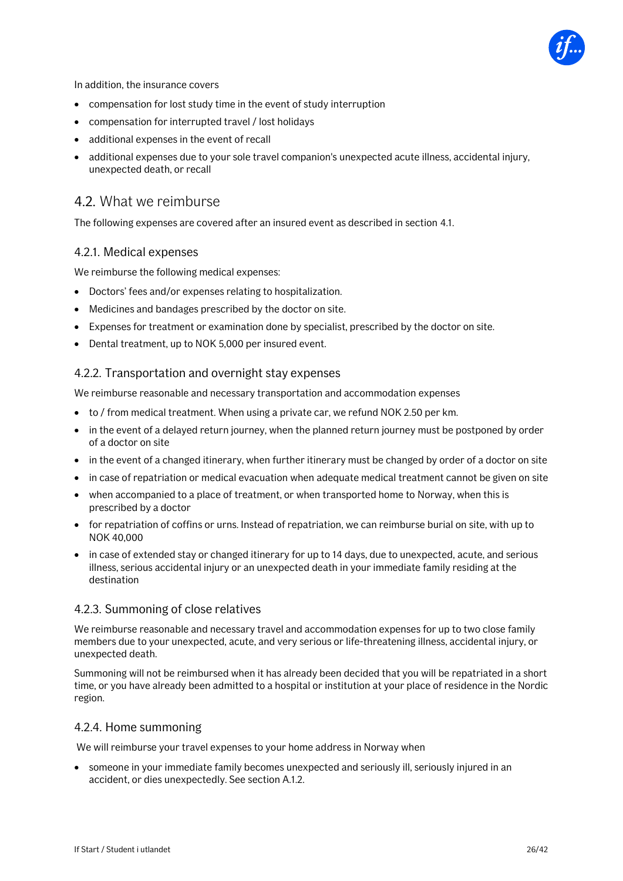In addition, the insurance covers

- compensation for lost study time in the event of study interruption
- compensation for interrupted travel / lost holidays
- additional expenses in the event of recall
- additional expenses due to your sole travel companion's unexpected acute illness, accidental injury, unexpected death, or recall

## 4.2. What we reimburse

The following expenses are covered after an insured event as described in section 4.1.

### 4.2.1. Medical expenses

We reimburse the following medical expenses:

- Doctors' fees and/or expenses relating to hospitalization.
- Medicines and bandages prescribed by the doctor on site.
- Expenses for treatment or examination done by specialist, prescribed by the doctor on site.
- Dental treatment, up to NOK 5,000 per insured event.

### 4.2.2. Transportation and overnight stay expenses

We reimburse reasonable and necessary transportation and accommodation expenses

- to / from medical treatment. When using a private car, we refund NOK 2.50 per km.
- in the event of a delayed return journey, when the planned return journey must be postponed by order of a doctor on site
- in the event of a changed itinerary, when further itinerary must be changed by order of a doctor on site
- in case of repatriation or medical evacuation when adequate medical treatment cannot be given on site
- when accompanied to a place of treatment, or when transported home to Norway, when this is prescribed by a doctor
- for repatriation of coffins or urns. Instead of repatriation, we can reimburse burial on site, with up to NOK 40,000
- in case of extended stay or changed itinerary for up to 14 days, due to unexpected, acute, and serious illness, serious accidental injury or an unexpected death in your immediate family residing at the destination

### 4.2.3. Summoning of close relatives

We reimburse reasonable and necessary travel and accommodation expenses for up to two close family members due to your unexpected, acute, and very serious or life-threatening illness, accidental injury, or unexpected death.

Summoning will not be reimbursed when it has already been decided that you will be repatriated in a short time, or you have already been admitted to a hospital or institution at your place of residence in the Nordic region.

### 4.2.4. Home summoning

We will reimburse your travel expenses to your home address in Norway when

- someone in your immediate family becomes unexpected and seriously ill, seriously injured in an accident, or dies unexpectedly. See section A.1.2.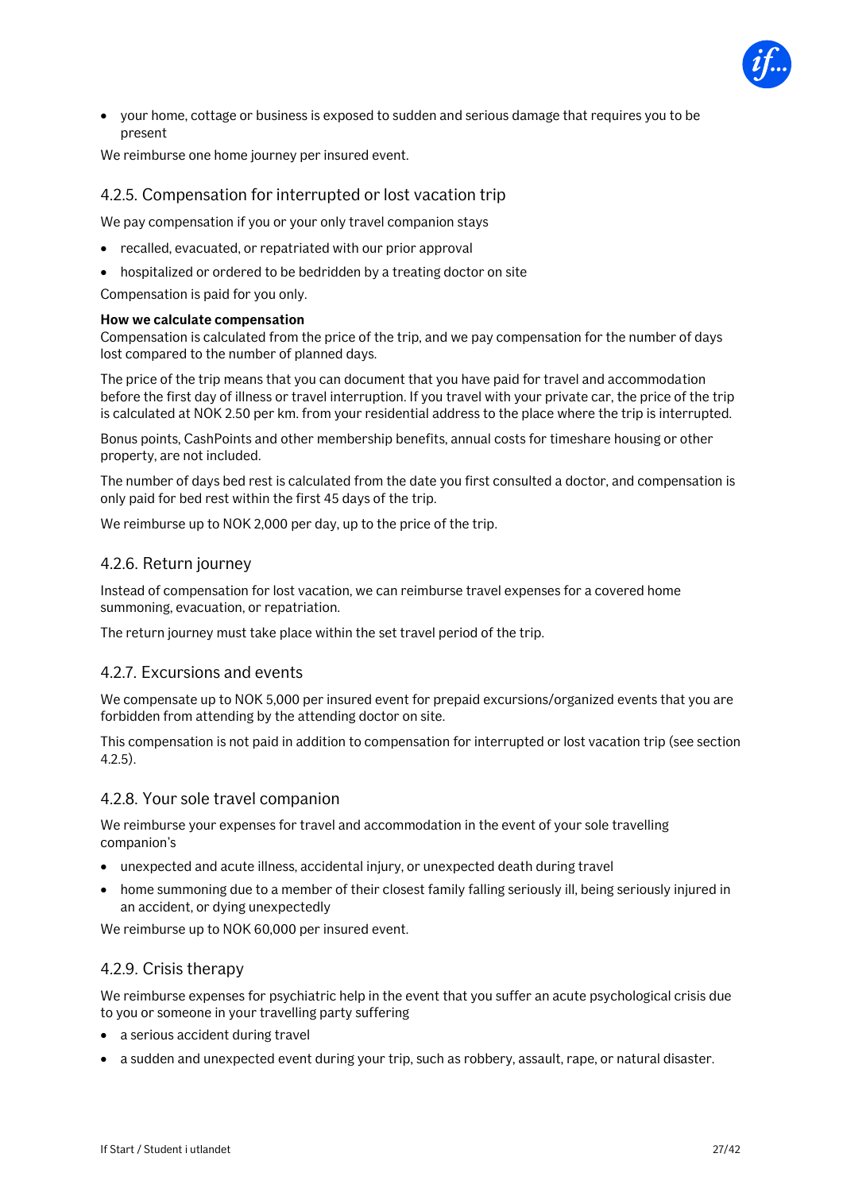- your home, cottage or business is exposed to sudden and serious damage that requires you to be present

We reimburse one home journey per insured event.

### 4.2.5. Compensation for interrupted or lost vacation trip

We pay compensation if you or your only travel companion stays

- recalled, evacuated, or repatriated with our prior approval
- hospitalized or ordered to be bedridden by a treating doctor on site

Compensation is paid for you only.

**How we calculate compensation**
Compensation is calculated from the price of the trip, and we pay compensation for the number of days lost compared to the number of planned days.

The price of the trip means that you can document that you have paid for travel and accommodation before the first day of illness or travel interruption. If you travel with your private car, the price of the trip is calculated at NOK 2.50 per km. from your residential address to the place where the trip is interrupted.

Bonus points, CashPoints and other membership benefits, annual costs for timeshare housing or other property, are not included.

The number of days bed rest is calculated from the date you first consulted a doctor, and compensation is only paid for bed rest within the first 45 days of the trip.

We reimburse up to NOK 2,000 per day, up to the price of the trip.

### 4.2.6. Return journey

Instead of compensation for lost vacation, we can reimburse travel expenses for a covered home summoning, evacuation, or repatriation.

The return journey must take place within the set travel period of the trip.

### 4.2.7. Excursions and events

We compensate up to NOK 5,000 per insured event for prepaid excursions/organized events that you are forbidden from attending by the attending doctor on site.

This compensation is not paid in addition to compensation for interrupted or lost vacation trip (see section 4.2.5).

### 4.2.8. Your sole travel companion

We reimburse your expenses for travel and accommodation in the event of your sole travelling companion's

- unexpected and acute illness, accidental injury, or unexpected death during travel
- home summoning due to a member of their closest family falling seriously ill, being seriously injured in an accident, or dying unexpectedly

We reimburse up to NOK 60,000 per insured event.

### 4.2.9. Crisis therapy

We reimburse expenses for psychiatric help in the event that you suffer an acute psychological crisis due to you or someone in your travelling party suffering

- a serious accident during travel
- a sudden and unexpected event during your trip, such as robbery, assault, rape, or natural disaster.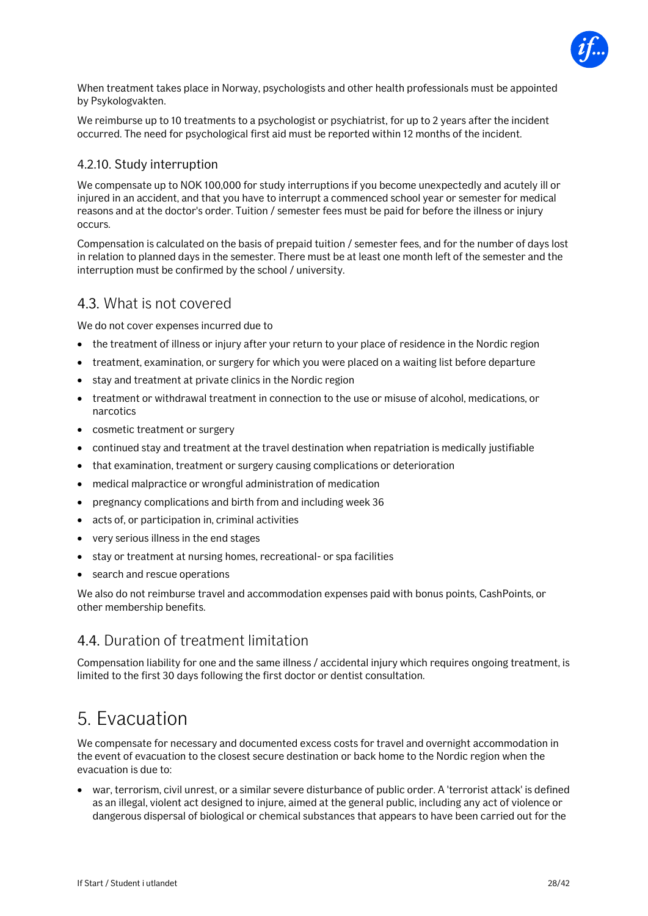When treatment takes place in Norway, psychologists and other health professionals must be appointed by Psykologvakten.

We reimburse up to 10 treatments to a psychologist or psychiatrist, for up to 2 years after the incident occurred. The need for psychological first aid must be reported within 12 months of the incident.

### 4.2.10. Study interruption

We compensate up to NOK 100,000 for study interruptions if you become unexpectedly and acutely ill or injured in an accident, and that you have to interrupt a commenced school year or semester for medical reasons and at the doctor's order. Tuition / semester fees must be paid for before the illness or injury occurs.

Compensation is calculated on the basis of prepaid tuition / semester fees, and for the number of days lost in relation to planned days in the semester. There must be at least one month left of the semester and the interruption must be confirmed by the school / university.

## 4.3. What is not covered

We do not cover expenses incurred due to

- the treatment of illness or injury after your return to your place of residence in the Nordic region
- treatment, examination, or surgery for which you were placed on a waiting list before departure
- stay and treatment at private clinics in the Nordic region
- treatment or withdrawal treatment in connection to the use or misuse of alcohol, medications, or narcotics
- cosmetic treatment or surgery
- continued stay and treatment at the travel destination when repatriation is medically justifiable
- that examination, treatment or surgery causing complications or deterioration
- medical malpractice or wrongful administration of medication
- pregnancy complications and birth from and including week 36
- acts of, or participation in, criminal activities
- very serious illness in the end stages
- stay or treatment at nursing homes, recreational- or spa facilities
- search and rescue operations

We also do not reimburse travel and accommodation expenses paid with bonus points, CashPoints, or other membership benefits.

## 4.4. Duration of treatment limitation

Compensation liability for one and the same illness / accidental injury which requires ongoing treatment, is limited to the first 30 days following the first doctor or dentist consultation.

# 5. Evacuation

We compensate for necessary and documented excess costs for travel and overnight accommodation in the event of evacuation to the closest secure destination or back home to the Nordic region when the evacuation is due to:

- war, terrorism, civil unrest, or a similar severe disturbance of public order. A 'terrorist attack' is defined as an illegal, violent act designed to injure, aimed at the general public, including any act of violence or dangerous dispersal of biological or chemical substances that appears to have been carried out for the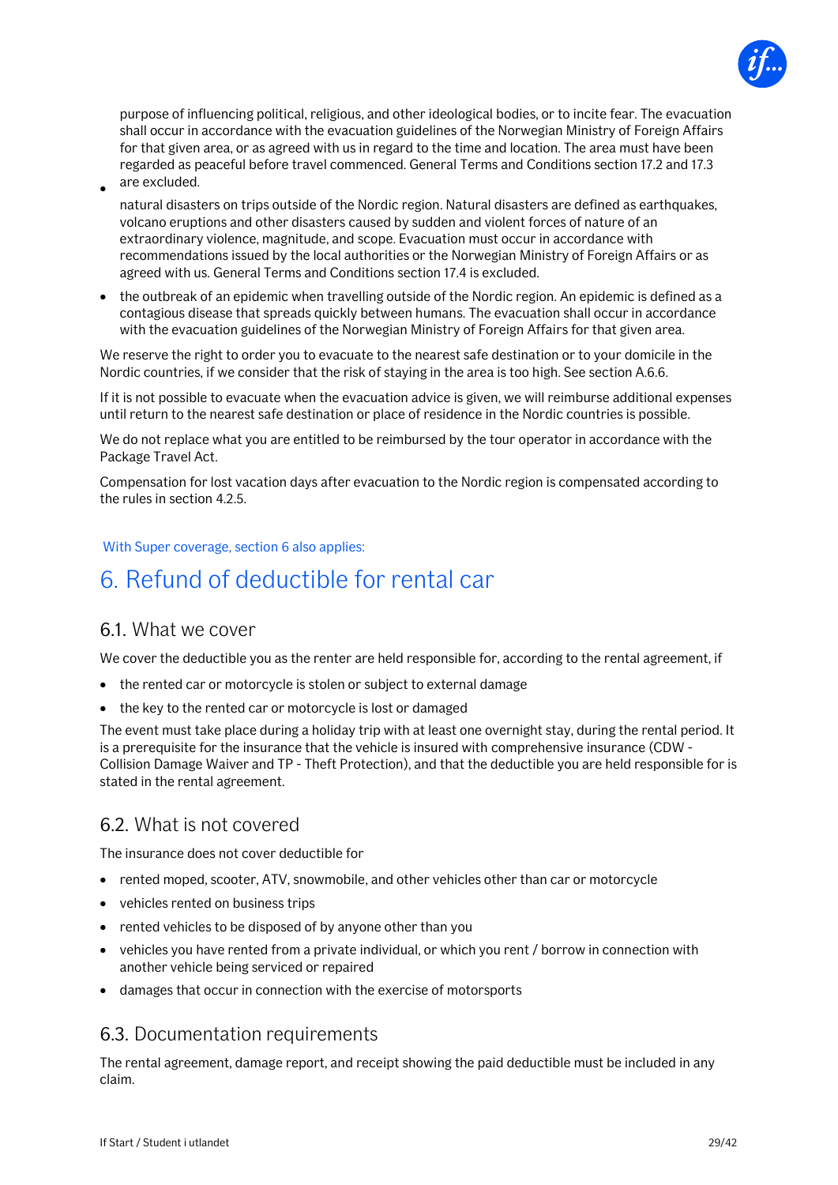purpose of influencing political, religious, and other ideological bodies, or to incite fear. The evacuation shall occur in accordance with the evacuation guidelines of the Norwegian Ministry of Foreign Affairs for that given area, or as agreed with us in regard to the time and location. The area must have been regarded as peaceful before travel commenced. General Terms and Conditions section 17.2 and 17.3 are excluded.

- natural disasters on trips outside of the Nordic region. Natural disasters are defined as earthquakes, volcano eruptions and other disasters caused by sudden and violent forces of nature of an extraordinary violence, magnitude, and scope. Evacuation must occur in accordance with recommendations issued by the local authorities or the Norwegian Ministry of Foreign Affairs or as agreed with us. General Terms and Conditions section 17.4 is excluded.
- the outbreak of an epidemic when travelling outside of the Nordic region. An epidemic is defined as a contagious disease that spreads quickly between humans. The evacuation shall occur in accordance with the evacuation guidelines of the Norwegian Ministry of Foreign Affairs for that given area.

We reserve the right to order you to evacuate to the nearest safe destination or to your domicile in the Nordic countries, if we consider that the risk of staying in the area is too high. See section A.6.6.

If it is not possible to evacuate when the evacuation advice is given, we will reimburse additional expenses until return to the nearest safe destination or place of residence in the Nordic countries is possible.

We do not replace what you are entitled to be reimbursed by the tour operator in accordance with the Package Travel Act.

Compensation for lost vacation days after evacuation to the Nordic region is compensated according to the rules in section 4.2.5.

With Super coverage, section 6 also applies:

# 6. Refund of deductible for rental car

## 6.1. What we cover

We cover the deductible you as the renter are held responsible for, according to the rental agreement, if

- the rented car or motorcycle is stolen or subject to external damage
- the key to the rented car or motorcycle is lost or damaged

The event must take place during a holiday trip with at least one overnight stay, during the rental period. It is a prerequisite for the insurance that the vehicle is insured with comprehensive insurance (CDW - Collision Damage Waiver and TP - Theft Protection), and that the deductible you are held responsible for is stated in the rental agreement.

## 6.2. What is not covered

The insurance does not cover deductible for

- rented moped, scooter, ATV, snowmobile, and other vehicles other than car or motorcycle
- vehicles rented on business trips
- rented vehicles to be disposed of by anyone other than you
- vehicles you have rented from a private individual, or which you rent / borrow in connection with another vehicle being serviced or repaired
- damages that occur in connection with the exercise of motorsports

## 6.3. Documentation requirements

The rental agreement, damage report, and receipt showing the paid deductible must be included in any claim.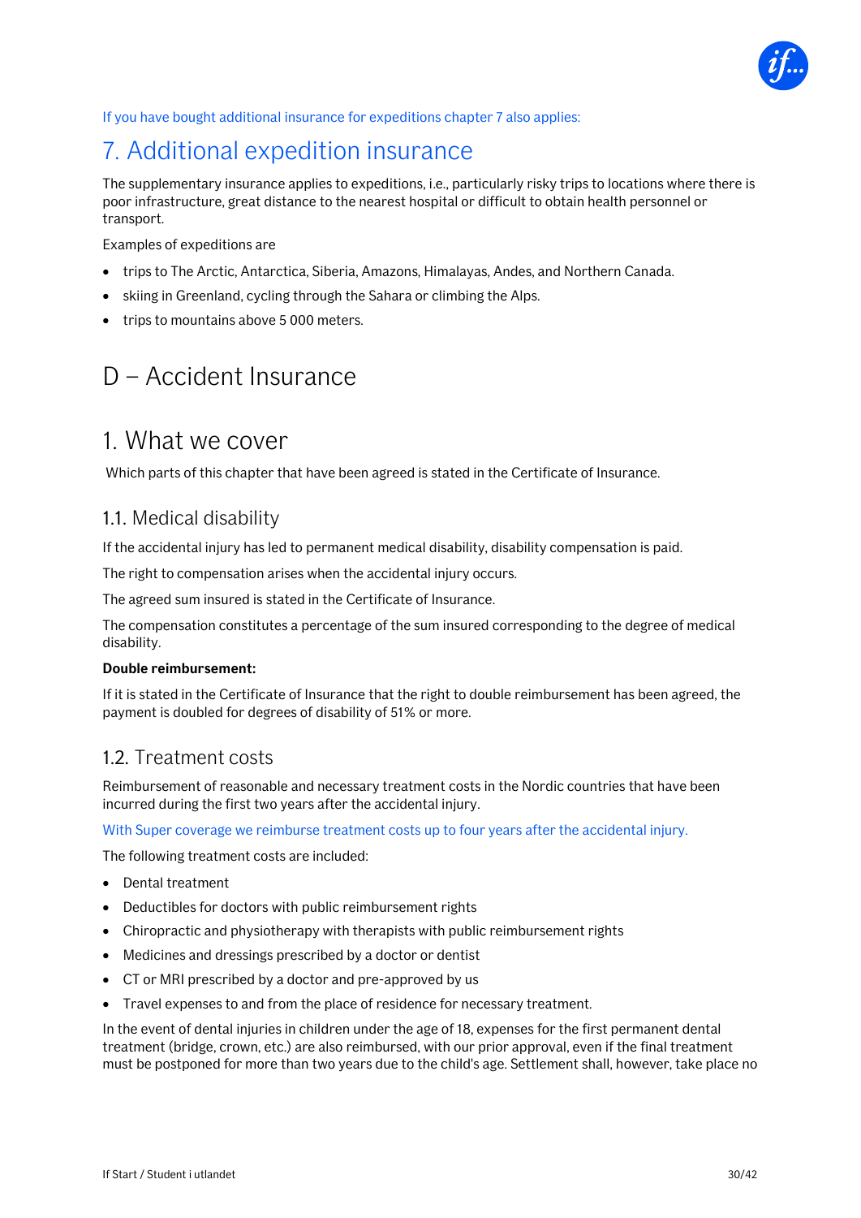If you have bought additional insurance for expeditions chapter 7 also applies:

## 7. Additional expedition insurance

The supplementary insurance applies to expeditions, i.e., particularly risky trips to locations where there is poor infrastructure, great distance to the nearest hospital or difficult to obtain health personnel or transport.

Examples of expeditions are

- trips to The Arctic, Antarctica, Siberia, Amazons, Himalayas, Andes, and Northern Canada.
- skiing in Greenland, cycling through the Sahara or climbing the Alps.
- trips to mountains above 5 000 meters.

# D – Accident Insurance

## 1. What we cover

Which parts of this chapter that have been agreed is stated in the Certificate of Insurance.

### 1.1. Medical disability

If the accidental injury has led to permanent medical disability, disability compensation is paid.

The right to compensation arises when the accidental injury occurs.

The agreed sum insured is stated in the Certificate of Insurance.

The compensation constitutes a percentage of the sum insured corresponding to the degree of medical disability.

**Double reimbursement:**

If it is stated in the Certificate of Insurance that the right to double reimbursement has been agreed, the payment is doubled for degrees of disability of 51% or more.

### 1.2. Treatment costs

Reimbursement of reasonable and necessary treatment costs in the Nordic countries that have been incurred during the first two years after the accidental injury.

With Super coverage we reimburse treatment costs up to four years after the accidental injury.

The following treatment costs are included:

- Dental treatment
- Deductibles for doctors with public reimbursement rights
- Chiropractic and physiotherapy with therapists with public reimbursement rights
- Medicines and dressings prescribed by a doctor or dentist
- CT or MRI prescribed by a doctor and pre-approved by us
- Travel expenses to and from the place of residence for necessary treatment.

In the event of dental injuries in children under the age of 18, expenses for the first permanent dental treatment (bridge, crown, etc.) are also reimbursed, with our prior approval, even if the final treatment must be postponed for more than two years due to the child's age. Settlement shall, however, take place no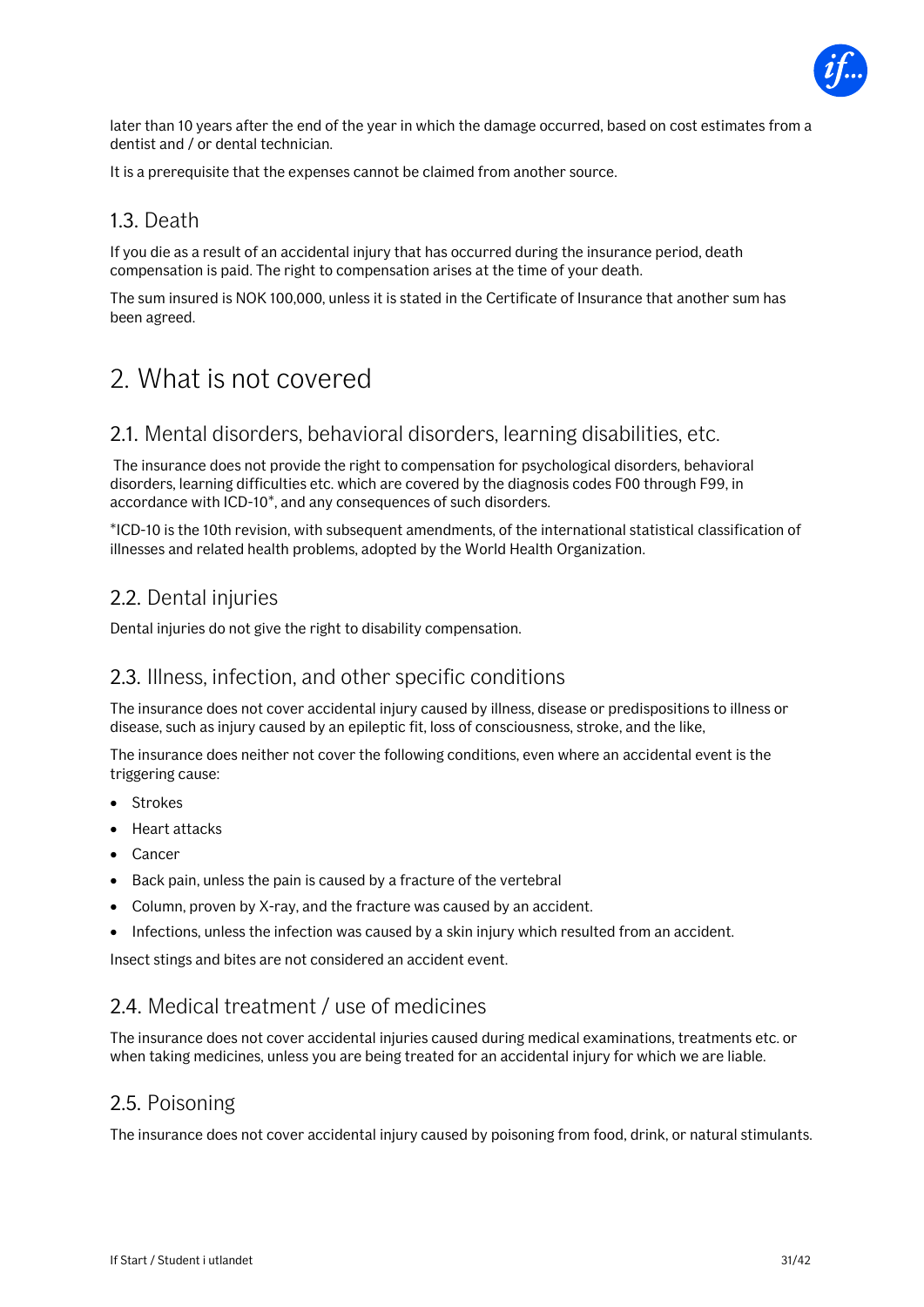later than 10 years after the end of the year in which the damage occurred, based on cost estimates from a dentist and / or dental technician.

It is a prerequisite that the expenses cannot be claimed from another source.

### 1.3. Death

If you die as a result of an accidental injury that has occurred during the insurance period, death compensation is paid. The right to compensation arises at the time of your death.

The sum insured is NOK 100,000, unless it is stated in the Certificate of Insurance that another sum has been agreed.

## 2. What is not covered

### 2.1. Mental disorders, behavioral disorders, learning disabilities, etc.

The insurance does not provide the right to compensation for psychological disorders, behavioral disorders, learning difficulties etc. which are covered by the diagnosis codes F00 through F99, in accordance with ICD-10*, and any consequences of such disorders.

*ICD-10 is the 10th revision, with subsequent amendments, of the international statistical classification of illnesses and related health problems, adopted by the World Health Organization.

### 2.2. Dental injuries

Dental injuries do not give the right to disability compensation.

### 2.3. Illness, infection, and other specific conditions

The insurance does not cover accidental injury caused by illness, disease or predispositions to illness or disease, such as injury caused by an epileptic fit, loss of consciousness, stroke, and the like,

The insurance does neither not cover the following conditions, even where an accidental event is the triggering cause:

- Strokes
- Heart attacks
- Cancer
- Back pain, unless the pain is caused by a fracture of the vertebral
- Column, proven by X-ray, and the fracture was caused by an accident.
- Infections, unless the infection was caused by a skin injury which resulted from an accident.

Insect stings and bites are not considered an accident event.

### 2.4. Medical treatment / use of medicines

The insurance does not cover accidental injuries caused during medical examinations, treatments etc. or when taking medicines, unless you are being treated for an accidental injury for which we are liable.

### 2.5. Poisoning

The insurance does not cover accidental injury caused by poisoning from food, drink, or natural stimulants.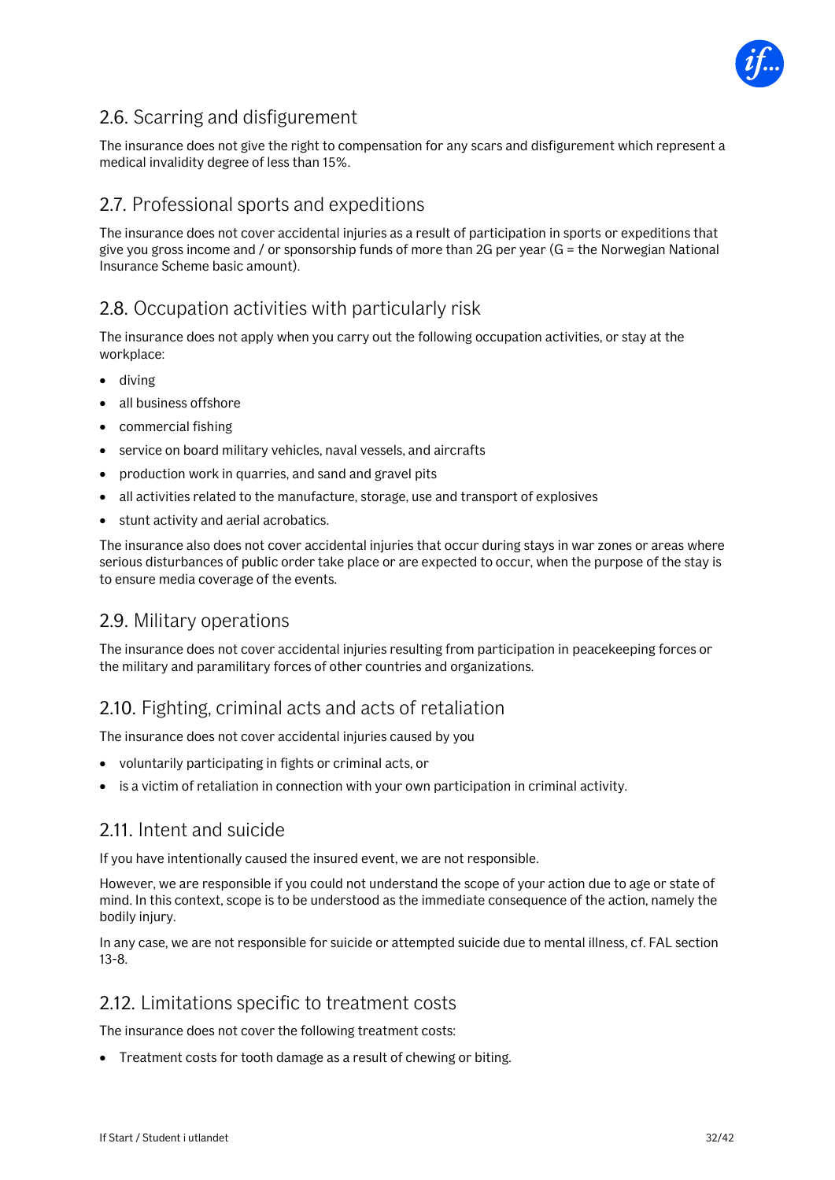## 2.6. Scarring and disfigurement

The insurance does not give the right to compensation for any scars and disfigurement which represent a medical invalidity degree of less than 15%.

## 2.7. Professional sports and expeditions

The insurance does not cover accidental injuries as a result of participation in sports or expeditions that give you gross income and / or sponsorship funds of more than 2G per year (G = the Norwegian National Insurance Scheme basic amount).

## 2.8. Occupation activities with particularly risk

The insurance does not apply when you carry out the following occupation activities, or stay at the workplace:

- diving
- all business offshore
- commercial fishing
- service on board military vehicles, naval vessels, and aircrafts
- production work in quarries, and sand and gravel pits
- all activities related to the manufacture, storage, use and transport of explosives
- stunt activity and aerial acrobatics.

The insurance also does not cover accidental injuries that occur during stays in war zones or areas where serious disturbances of public order take place or are expected to occur, when the purpose of the stay is to ensure media coverage of the events.

## 2.9. Military operations

The insurance does not cover accidental injuries resulting from participation in peacekeeping forces or the military and paramilitary forces of other countries and organizations.

## 2.10. Fighting, criminal acts and acts of retaliation

The insurance does not cover accidental injuries caused by you

- voluntarily participating in fights or criminal acts, or
- is a victim of retaliation in connection with your own participation in criminal activity.

## 2.11. Intent and suicide

If you have intentionally caused the insured event, we are not responsible.

However, we are responsible if you could not understand the scope of your action due to age or state of mind. In this context, scope is to be understood as the immediate consequence of the action, namely the bodily injury.

In any case, we are not responsible for suicide or attempted suicide due to mental illness, cf. FAL section 13-8.

## 2.12. Limitations specific to treatment costs

The insurance does not cover the following treatment costs:

- Treatment costs for tooth damage as a result of chewing or biting.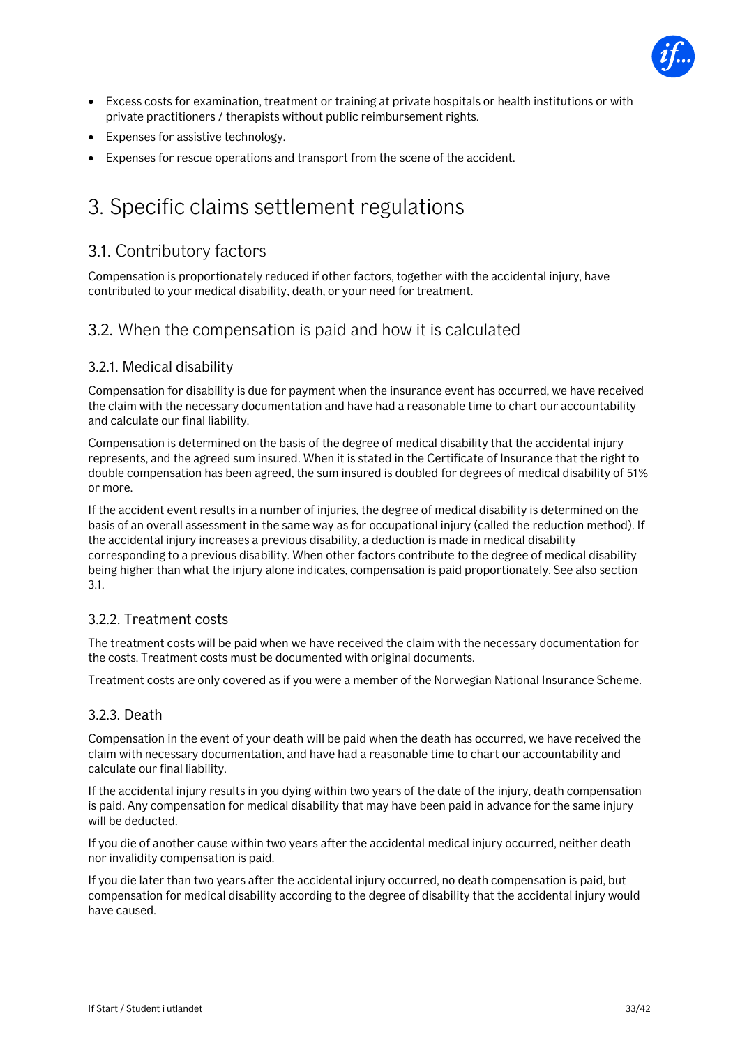- Excess costs for examination, treatment or training at private hospitals or health institutions or with private practitioners / therapists without public reimbursement rights.
- Expenses for assistive technology.
- Expenses for rescue operations and transport from the scene of the accident.

# 3. Specific claims settlement regulations

## 3.1. Contributory factors

Compensation is proportionately reduced if other factors, together with the accidental injury, have contributed to your medical disability, death, or your need for treatment.

## 3.2. When the compensation is paid and how it is calculated

### 3.2.1. Medical disability

Compensation for disability is due for payment when the insurance event has occurred, we have received the claim with the necessary documentation and have had a reasonable time to chart our accountability and calculate our final liability.

Compensation is determined on the basis of the degree of medical disability that the accidental injury represents, and the agreed sum insured. When it is stated in the Certificate of Insurance that the right to double compensation has been agreed, the sum insured is doubled for degrees of medical disability of 51% or more.

If the accident event results in a number of injuries, the degree of medical disability is determined on the basis of an overall assessment in the same way as for occupational injury (called the reduction method). If the accidental injury increases a previous disability, a deduction is made in medical disability corresponding to a previous disability. When other factors contribute to the degree of medical disability being higher than what the injury alone indicates, compensation is paid proportionately. See also section 3.1.

### 3.2.2. Treatment costs

The treatment costs will be paid when we have received the claim with the necessary documentation for the costs. Treatment costs must be documented with original documents.

Treatment costs are only covered as if you were a member of the Norwegian National Insurance Scheme.

### 3.2.3. Death

Compensation in the event of your death will be paid when the death has occurred, we have received the claim with necessary documentation, and have had a reasonable time to chart our accountability and calculate our final liability.

If the accidental injury results in you dying within two years of the date of the injury, death compensation is paid. Any compensation for medical disability that may have been paid in advance for the same injury will be deducted.

If you die of another cause within two years after the accidental medical injury occurred, neither death nor invalidity compensation is paid.

If you die later than two years after the accidental injury occurred, no death compensation is paid, but compensation for medical disability according to the degree of disability that the accidental injury would have caused.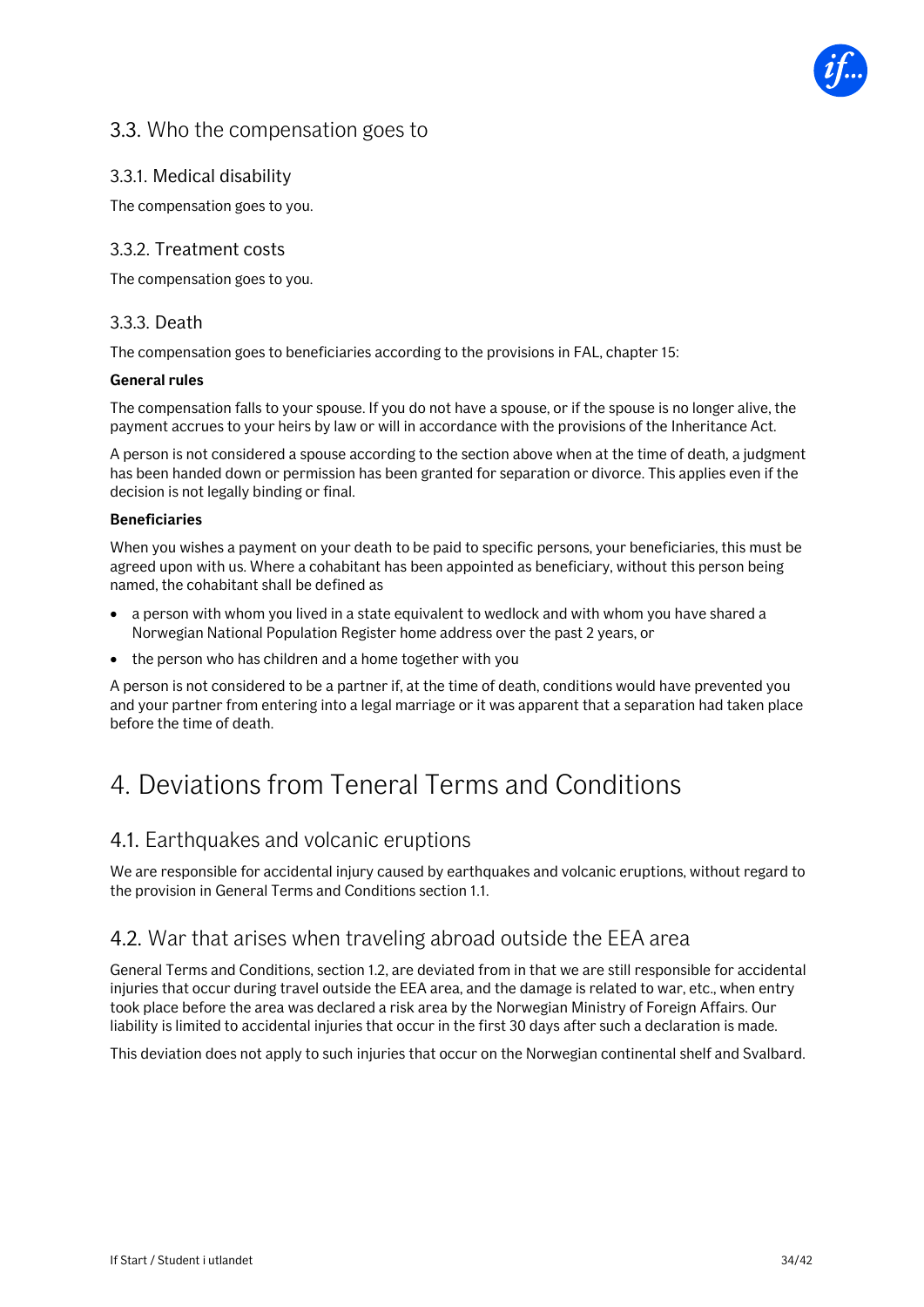## 3.3. Who the compensation goes to

### 3.3.1. Medical disability

The compensation goes to you.

### 3.3.2. Treatment costs

The compensation goes to you.

### 3.3.3. Death

The compensation goes to beneficiaries according to the provisions in FAL, chapter 15:

**General rules**

The compensation falls to your spouse. If you do not have a spouse, or if the spouse is no longer alive, the payment accrues to your heirs by law or will in accordance with the provisions of the Inheritance Act.

A person is not considered a spouse according to the section above when at the time of death, a judgment has been handed down or permission has been granted for separation or divorce. This applies even if the decision is not legally binding or final.

**Beneficiaries**

When you wishes a payment on your death to be paid to specific persons, your beneficiaries, this must be agreed upon with us. Where a cohabitant has been appointed as beneficiary, without this person being named, the cohabitant shall be defined as

- a person with whom you lived in a state equivalent to wedlock and with whom you have shared a Norwegian National Population Register home address over the past 2 years, or
- the person who has children and a home together with you

A person is not considered to be a partner if, at the time of death, conditions would have prevented you and your partner from entering into a legal marriage or it was apparent that a separation had taken place before the time of death.

# 4. Deviations from Teneral Terms and Conditions

## 4.1. Earthquakes and volcanic eruptions

We are responsible for accidental injury caused by earthquakes and volcanic eruptions, without regard to the provision in General Terms and Conditions section 1.1.

## 4.2. War that arises when traveling abroad outside the EEA area

General Terms and Conditions, section 1.2, are deviated from in that we are still responsible for accidental injuries that occur during travel outside the EEA area, and the damage is related to war, etc., when entry took place before the area was declared a risk area by the Norwegian Ministry of Foreign Affairs. Our liability is limited to accidental injuries that occur in the first 30 days after such a declaration is made.

This deviation does not apply to such injuries that occur on the Norwegian continental shelf and Svalbard.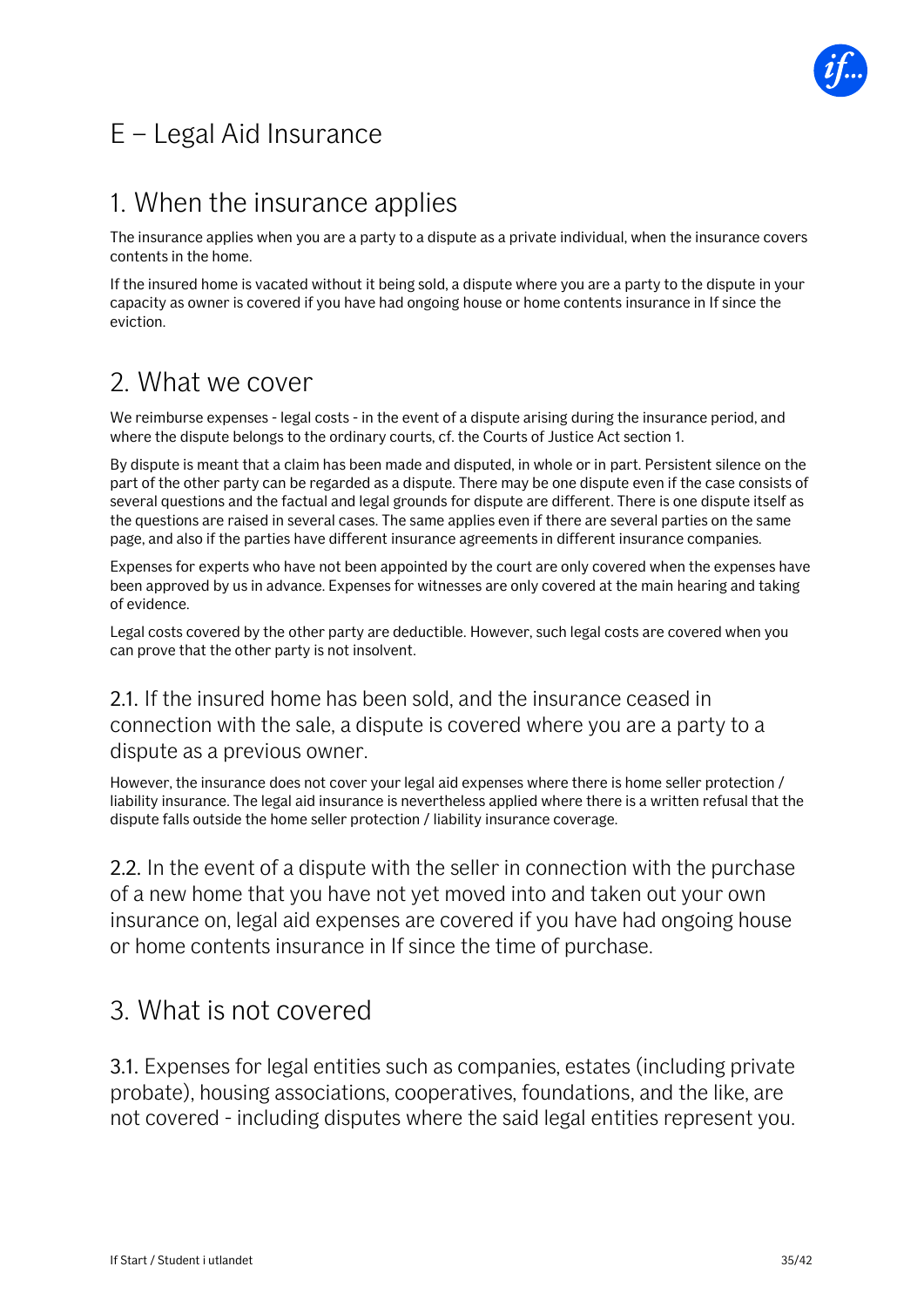# E – Legal Aid Insurance

## 1. When the insurance applies

The insurance applies when you are a party to a dispute as a private individual, when the insurance covers contents in the home.

If the insured home is vacated without it being sold, a dispute where you are a party to the dispute in your capacity as owner is covered if you have had ongoing house or home contents insurance in If since the eviction.

## 2. What we cover

We reimburse expenses - legal costs - in the event of a dispute arising during the insurance period, and where the dispute belongs to the ordinary courts, cf. the Courts of Justice Act section 1.

By dispute is meant that a claim has been made and disputed, in whole or in part. Persistent silence on the part of the other party can be regarded as a dispute. There may be one dispute even if the case consists of several questions and the factual and legal grounds for dispute are different. There is one dispute itself as the questions are raised in several cases. The same applies even if there are several parties on the same page, and also if the parties have different insurance agreements in different insurance companies.

Expenses for experts who have not been appointed by the court are only covered when the expenses have been approved by us in advance. Expenses for witnesses are only covered at the main hearing and taking of evidence.

Legal costs covered by the other party are deductible. However, such legal costs are covered when you can prove that the other party is not insolvent.

### 2.1. If the insured home has been sold, and the insurance ceased in connection with the sale, a dispute is covered where you are a party to a dispute as a previous owner.

However, the insurance does not cover your legal aid expenses where there is home seller protection / liability insurance. The legal aid insurance is nevertheless applied where there is a written refusal that the dispute falls outside the home seller protection / liability insurance coverage.

### 2.2. In the event of a dispute with the seller in connection with the purchase of a new home that you have not yet moved into and taken out your own insurance on, legal aid expenses are covered if you have had ongoing house or home contents insurance in If since the time of purchase.

## 3. What is not covered

### 3.1. Expenses for legal entities such as companies, estates (including private probate), housing associations, cooperatives, foundations, and the like, are not covered - including disputes where the said legal entities represent you.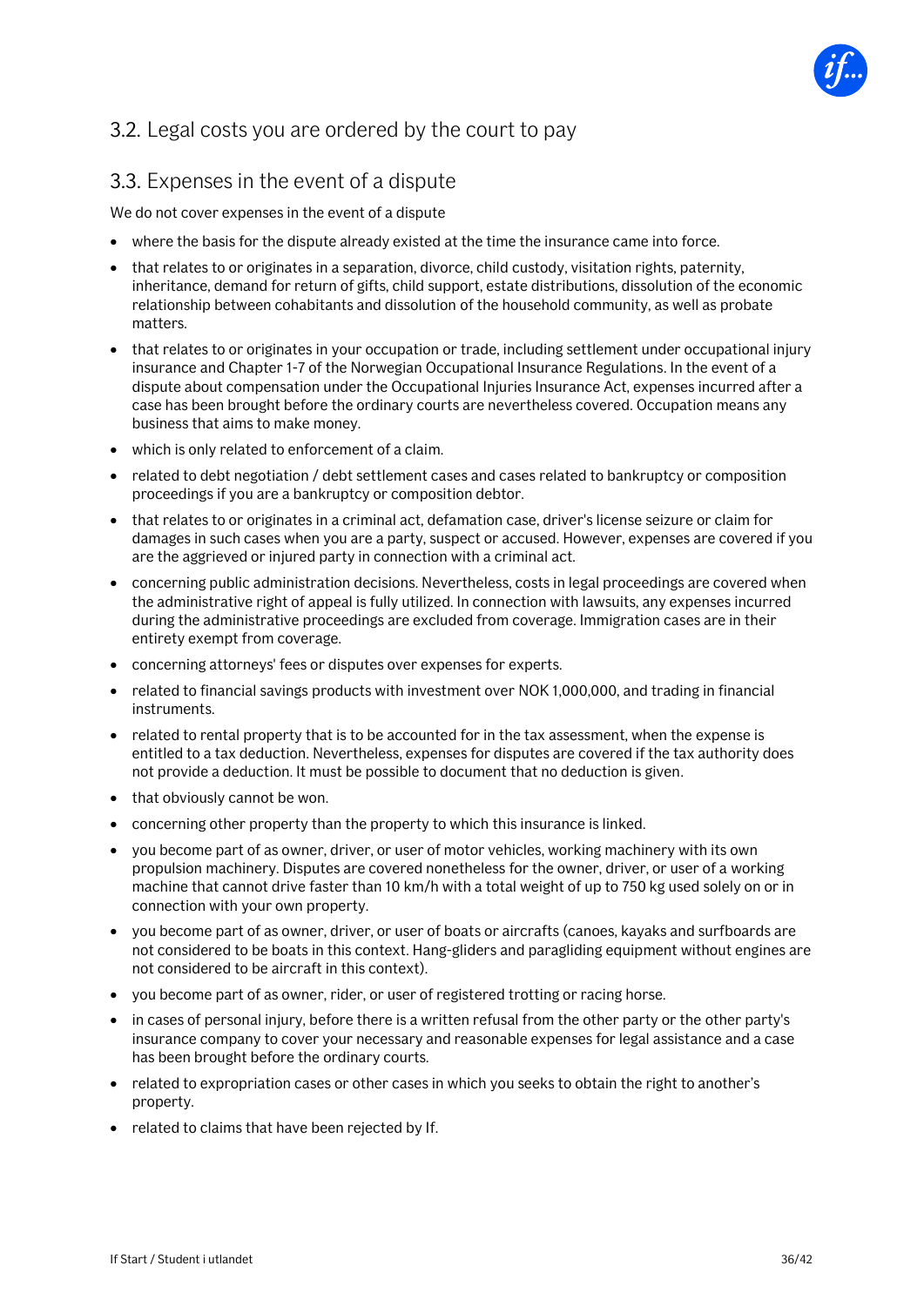## 3.2. Legal costs you are ordered by the court to pay

## 3.3. Expenses in the event of a dispute

We do not cover expenses in the event of a dispute

- where the basis for the dispute already existed at the time the insurance came into force.
- that relates to or originates in a separation, divorce, child custody, visitation rights, paternity, inheritance, demand for return of gifts, child support, estate distributions, dissolution of the economic relationship between cohabitants and dissolution of the household community, as well as probate matters.
- that relates to or originates in your occupation or trade, including settlement under occupational injury insurance and Chapter 1-7 of the Norwegian Occupational Insurance Regulations. In the event of a dispute about compensation under the Occupational Injuries Insurance Act, expenses incurred after a case has been brought before the ordinary courts are nevertheless covered. Occupation means any business that aims to make money.
- which is only related to enforcement of a claim.
- related to debt negotiation / debt settlement cases and cases related to bankruptcy or composition proceedings if you are a bankruptcy or composition debtor.
- that relates to or originates in a criminal act, defamation case, driver's license seizure or claim for damages in such cases when you are a party, suspect or accused. However, expenses are covered if you are the aggrieved or injured party in connection with a criminal act.
- concerning public administration decisions. Nevertheless, costs in legal proceedings are covered when the administrative right of appeal is fully utilized. In connection with lawsuits, any expenses incurred during the administrative proceedings are excluded from coverage. Immigration cases are in their entirety exempt from coverage.
- concerning attorneys' fees or disputes over expenses for experts.
- related to financial savings products with investment over NOK 1,000,000, and trading in financial instruments.
- related to rental property that is to be accounted for in the tax assessment, when the expense is entitled to a tax deduction. Nevertheless, expenses for disputes are covered if the tax authority does not provide a deduction. It must be possible to document that no deduction is given.
- that obviously cannot be won.
- concerning other property than the property to which this insurance is linked.
- you become part of as owner, driver, or user of motor vehicles, working machinery with its own propulsion machinery. Disputes are covered nonetheless for the owner, driver, or user of a working machine that cannot drive faster than 10 km/h with a total weight of up to 750 kg used solely on or in connection with your own property.
- you become part of as owner, driver, or user of boats or aircrafts (canoes, kayaks and surfboards are not considered to be boats in this context. Hang-gliders and paragliding equipment without engines are not considered to be aircraft in this context).
- you become part of as owner, rider, or user of registered trotting or racing horse.
- in cases of personal injury, before there is a written refusal from the other party or the other party's insurance company to cover your necessary and reasonable expenses for legal assistance and a case has been brought before the ordinary courts.
- related to expropriation cases or other cases in which you seeks to obtain the right to another's property.
- related to claims that have been rejected by If.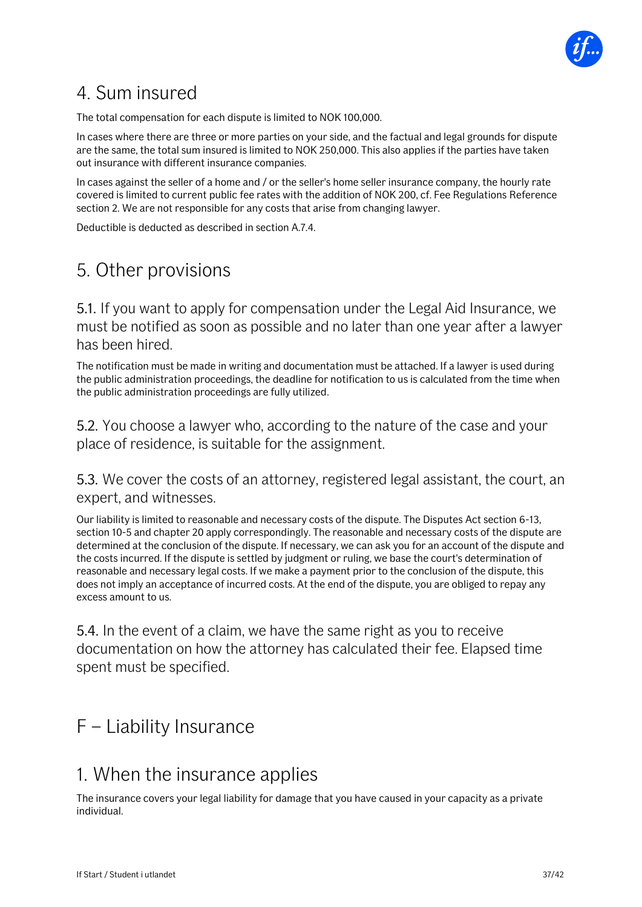## 4. Sum insured

The total compensation for each dispute is limited to NOK 100,000.

In cases where there are three or more parties on your side, and the factual and legal grounds for dispute are the same, the total sum insured is limited to NOK 250,000. This also applies if the parties have taken out insurance with different insurance companies.

In cases against the seller of a home and / or the seller's home seller insurance company, the hourly rate covered is limited to current public fee rates with the addition of NOK 200, cf. Fee Regulations Reference section 2. We are not responsible for any costs that arise from changing lawyer.

Deductible is deducted as described in section A.7.4.

## 5. Other provisions

### 5.1. If you want to apply for compensation under the Legal Aid Insurance, we must be notified as soon as possible and no later than one year after a lawyer has been hired.

The notification must be made in writing and documentation must be attached. If a lawyer is used during the public administration proceedings, the deadline for notification to us is calculated from the time when the public administration proceedings are fully utilized.

### 5.2. You choose a lawyer who, according to the nature of the case and your place of residence, is suitable for the assignment.

### 5.3. We cover the costs of an attorney, registered legal assistant, the court, an expert, and witnesses.

Our liability is limited to reasonable and necessary costs of the dispute. The Disputes Act section 6-13, section 10-5 and chapter 20 apply correspondingly. The reasonable and necessary costs of the dispute are determined at the conclusion of the dispute. If necessary, we can ask you for an account of the dispute and the costs incurred. If the dispute is settled by judgment or ruling, we base the court's determination of reasonable and necessary legal costs. If we make a payment prior to the conclusion of the dispute, this does not imply an acceptance of incurred costs. At the end of the dispute, you are obliged to repay any excess amount to us.

### 5.4. In the event of a claim, we have the same right as you to receive documentation on how the attorney has calculated their fee. Elapsed time spent must be specified.

# F – Liability Insurance

## 1. When the insurance applies

The insurance covers your legal liability for damage that you have caused in your capacity as a private individual.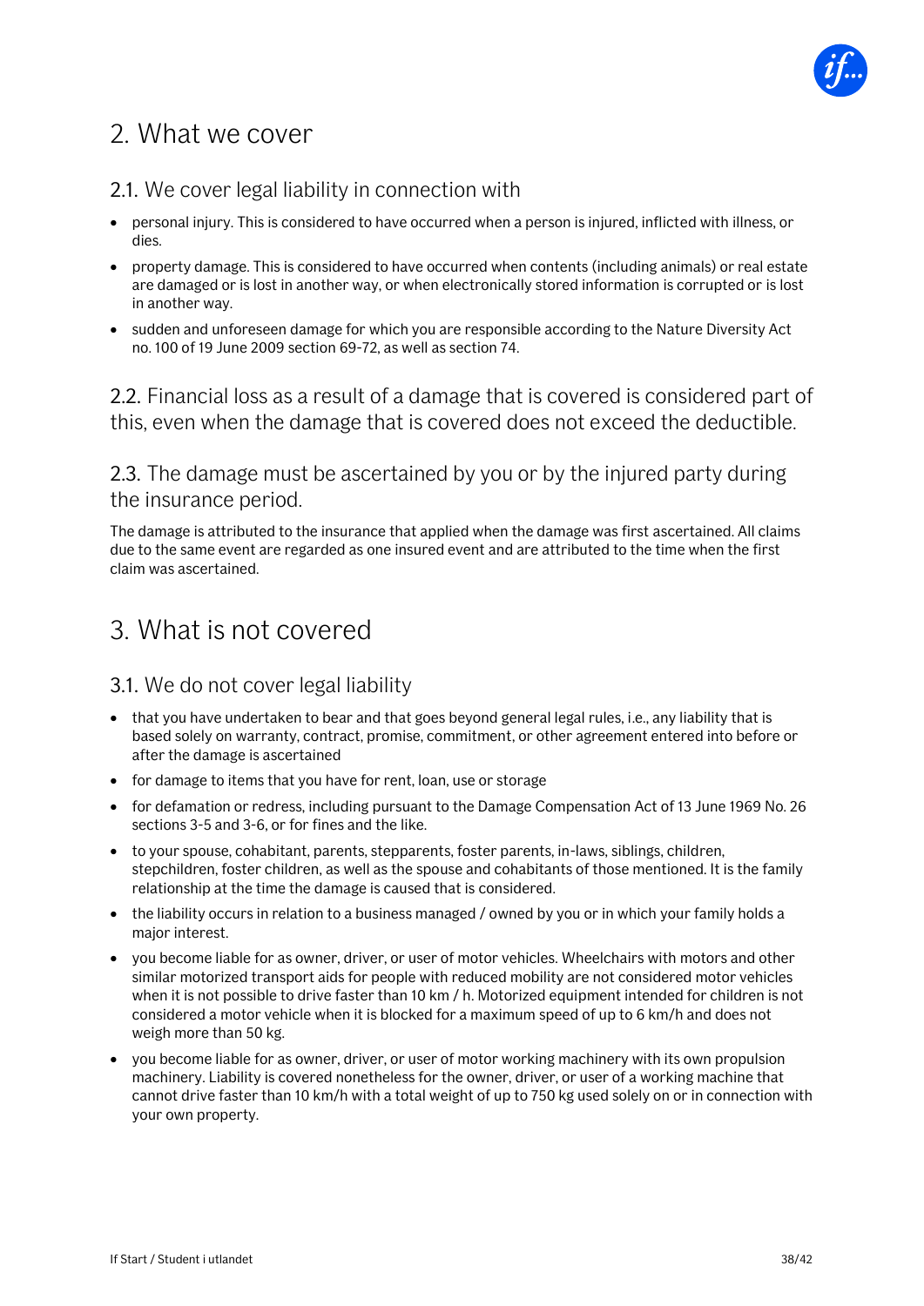# 2. What we cover

## 2.1. We cover legal liability in connection with

- personal injury. This is considered to have occurred when a person is injured, inflicted with illness, or dies.
- property damage. This is considered to have occurred when contents (including animals) or real estate are damaged or is lost in another way, or when electronically stored information is corrupted or is lost in another way.
- sudden and unforeseen damage for which you are responsible according to the Nature Diversity Act no. 100 of 19 June 2009 section 69-72, as well as section 74.

## 2.2. Financial loss as a result of a damage that is covered is considered part of this, even when the damage that is covered does not exceed the deductible.

## 2.3. The damage must be ascertained by you or by the injured party during the insurance period.

The damage is attributed to the insurance that applied when the damage was first ascertained. All claims due to the same event are regarded as one insured event and are attributed to the time when the first claim was ascertained.

# 3. What is not covered

## 3.1. We do not cover legal liability

- that you have undertaken to bear and that goes beyond general legal rules, i.e., any liability that is based solely on warranty, contract, promise, commitment, or other agreement entered into before or after the damage is ascertained
- for damage to items that you have for rent, loan, use or storage
- for defamation or redress, including pursuant to the Damage Compensation Act of 13 June 1969 No. 26 sections 3-5 and 3-6, or for fines and the like.
- to your spouse, cohabitant, parents, stepparents, foster parents, in-laws, siblings, children, stepchildren, foster children, as well as the spouse and cohabitants of those mentioned. It is the family relationship at the time the damage is caused that is considered.
- the liability occurs in relation to a business managed / owned by you or in which your family holds a major interest.
- you become liable for as owner, driver, or user of motor vehicles. Wheelchairs with motors and other similar motorized transport aids for people with reduced mobility are not considered motor vehicles when it is not possible to drive faster than 10 km / h. Motorized equipment intended for children is not considered a motor vehicle when it is blocked for a maximum speed of up to 6 km/h and does not weigh more than 50 kg.
- you become liable for as owner, driver, or user of motor working machinery with its own propulsion machinery. Liability is covered nonetheless for the owner, driver, or user of a working machine that cannot drive faster than 10 km/h with a total weight of up to 750 kg used solely on or in connection with your own property.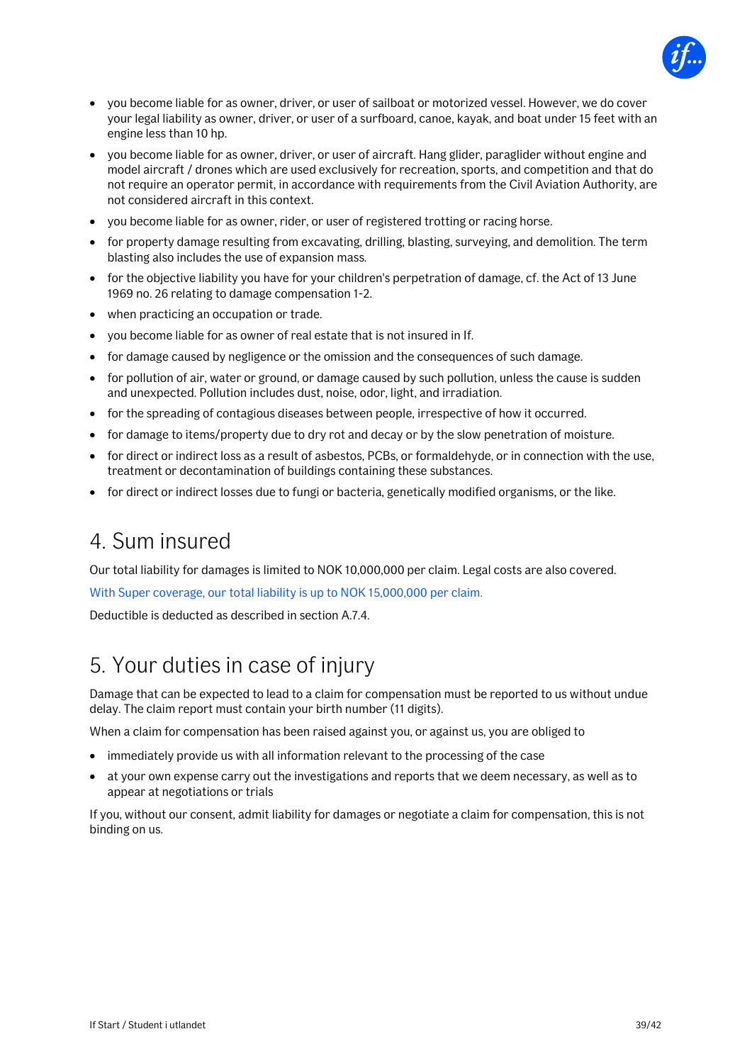- you become liable for as owner, driver, or user of sailboat or motorized vessel. However, we do cover your legal liability as owner, driver, or user of a surfboard, canoe, kayak, and boat under 15 feet with an engine less than 10 hp.
- you become liable for as owner, driver, or user of aircraft. Hang glider, paraglider without engine and model aircraft / drones which are used exclusively for recreation, sports, and competition and that do not require an operator permit, in accordance with requirements from the Civil Aviation Authority, are not considered aircraft in this context.
- you become liable for as owner, rider, or user of registered trotting or racing horse.
- for property damage resulting from excavating, drilling, blasting, surveying, and demolition. The term blasting also includes the use of expansion mass.
- for the objective liability you have for your children's perpetration of damage, cf. the Act of 13 June 1969 no. 26 relating to damage compensation 1-2.
- when practicing an occupation or trade.
- you become liable for as owner of real estate that is not insured in If.
- for damage caused by negligence or the omission and the consequences of such damage.
- for pollution of air, water or ground, or damage caused by such pollution, unless the cause is sudden and unexpected. Pollution includes dust, noise, odor, light, and irradiation.
- for the spreading of contagious diseases between people, irrespective of how it occurred.
- for damage to items/property due to dry rot and decay or by the slow penetration of moisture.
- for direct or indirect loss as a result of asbestos, PCBs, or formaldehyde, or in connection with the use, treatment or decontamination of buildings containing these substances.
- for direct or indirect losses due to fungi or bacteria, genetically modified organisms, or the like.

# 4. Sum insured

Our total liability for damages is limited to NOK 10,000,000 per claim. Legal costs are also covered.

With Super coverage, our total liability is up to NOK 15,000,000 per claim.

Deductible is deducted as described in section A.7.4.

# 5. Your duties in case of injury

Damage that can be expected to lead to a claim for compensation must be reported to us without undue delay. The claim report must contain your birth number (11 digits).

When a claim for compensation has been raised against you, or against us, you are obliged to

- immediately provide us with all information relevant to the processing of the case
- at your own expense carry out the investigations and reports that we deem necessary, as well as to appear at negotiations or trials

If you, without our consent, admit liability for damages or negotiate a claim for compensation, this is not binding on us.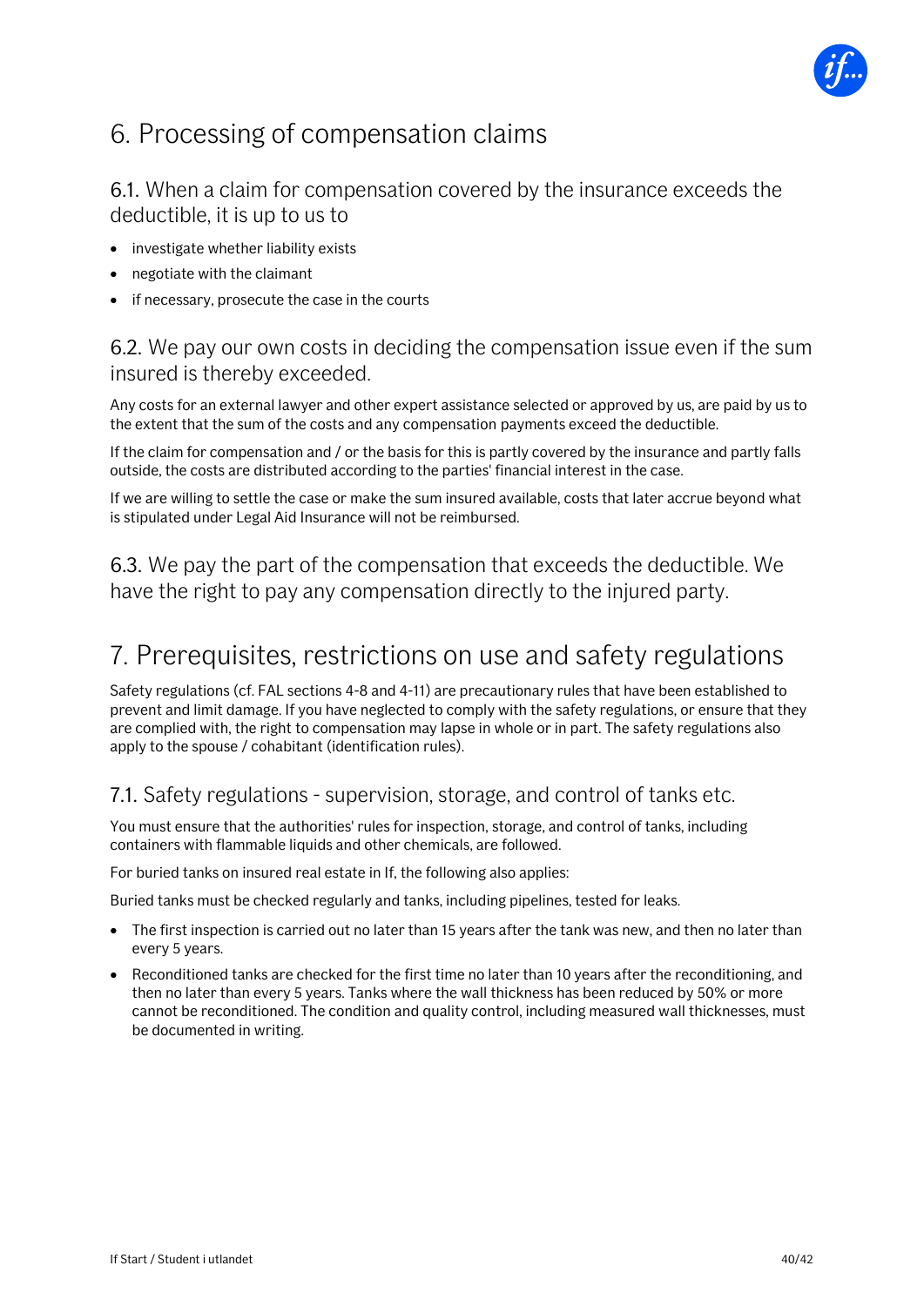# 6. Processing of compensation claims

## 6.1. When a claim for compensation covered by the insurance exceeds the deductible, it is up to us to

- investigate whether liability exists
- negotiate with the claimant
- if necessary, prosecute the case in the courts

## 6.2. We pay our own costs in deciding the compensation issue even if the sum insured is thereby exceeded.

Any costs for an external lawyer and other expert assistance selected or approved by us, are paid by us to the extent that the sum of the costs and any compensation payments exceed the deductible.

If the claim for compensation and / or the basis for this is partly covered by the insurance and partly falls outside, the costs are distributed according to the parties' financial interest in the case.

If we are willing to settle the case or make the sum insured available, costs that later accrue beyond what is stipulated under Legal Aid Insurance will not be reimbursed.

## 6.3. We pay the part of the compensation that exceeds the deductible. We have the right to pay any compensation directly to the injured party.

# 7. Prerequisites, restrictions on use and safety regulations

Safety regulations (cf. FAL sections 4-8 and 4-11) are precautionary rules that have been established to prevent and limit damage. If you have neglected to comply with the safety regulations, or ensure that they are complied with, the right to compensation may lapse in whole or in part. The safety regulations also apply to the spouse / cohabitant (identification rules).

## 7.1. Safety regulations - supervision, storage, and control of tanks etc.

You must ensure that the authorities' rules for inspection, storage, and control of tanks, including containers with flammable liquids and other chemicals, are followed.

For buried tanks on insured real estate in If, the following also applies:

Buried tanks must be checked regularly and tanks, including pipelines, tested for leaks.

- The first inspection is carried out no later than 15 years after the tank was new, and then no later than every 5 years.
- Reconditioned tanks are checked for the first time no later than 10 years after the reconditioning, and then no later than every 5 years. Tanks where the wall thickness has been reduced by 50% or more cannot be reconditioned. The condition and quality control, including measured wall thicknesses, must be documented in writing.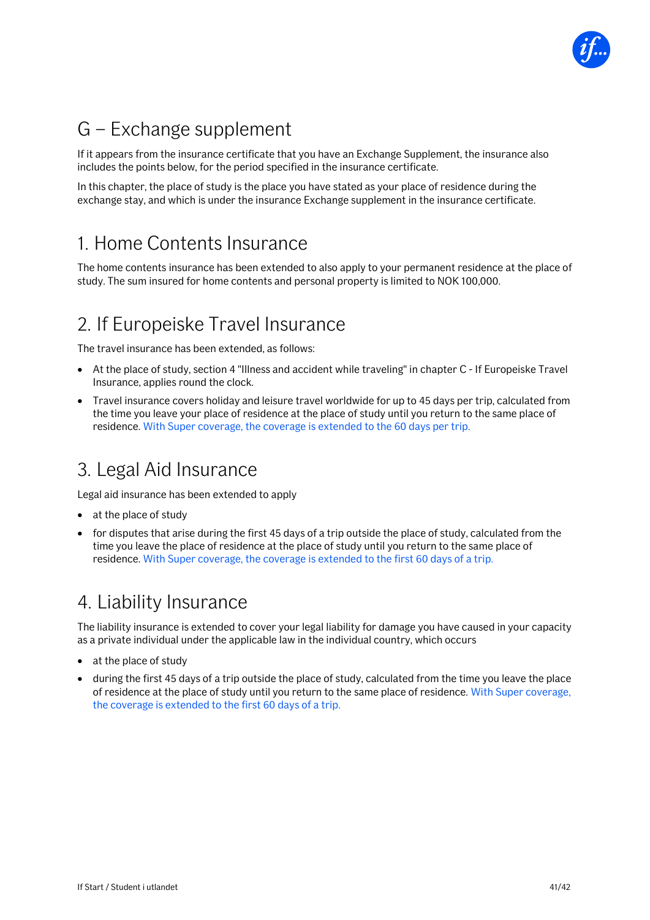# G – Exchange supplement

If it appears from the insurance certificate that you have an Exchange Supplement, the insurance also includes the points below, for the period specified in the insurance certificate.

In this chapter, the place of study is the place you have stated as your place of residence during the exchange stay, and which is under the insurance Exchange supplement in the insurance certificate.

## 1. Home Contents Insurance

The home contents insurance has been extended to also apply to your permanent residence at the place of study. The sum insured for home contents and personal property is limited to NOK 100,000.

## 2. If Europeiske Travel Insurance

The travel insurance has been extended, as follows:

- At the place of study, section 4 "Illness and accident while traveling" in chapter C - If Europeiske Travel Insurance, applies round the clock.
- Travel insurance covers holiday and leisure travel worldwide for up to 45 days per trip, calculated from the time you leave your place of residence at the place of study until you return to the same place of residence. With Super coverage, the coverage is extended to the 60 days per trip.

## 3. Legal Aid Insurance

Legal aid insurance has been extended to apply

- at the place of study
- for disputes that arise during the first 45 days of a trip outside the place of study, calculated from the time you leave the place of residence at the place of study until you return to the same place of residence. With Super coverage, the coverage is extended to the first 60 days of a trip.

## 4. Liability Insurance

The liability insurance is extended to cover your legal liability for damage you have caused in your capacity as a private individual under the applicable law in the individual country, which occurs

- at the place of study
- during the first 45 days of a trip outside the place of study, calculated from the time you leave the place of residence at the place of study until you return to the same place of residence. With Super coverage, the coverage is extended to the first 60 days of a trip.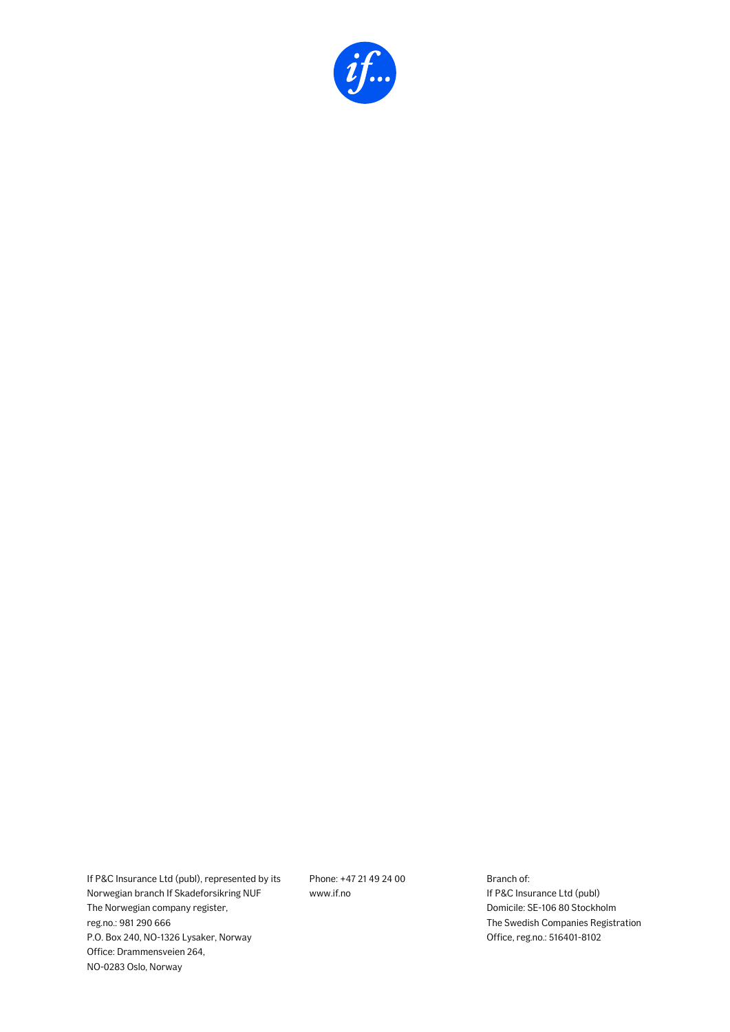If P&C Insurance Ltd (publ), represented by its Norwegian branch If Skadeforsikring NUF
The Norwegian company register,
reg.no.: 981 290 666
P.O. Box 240, NO-1326 Lysaker, Norway
Office: Drammensveien 264,
NO-0283 Oslo, Norway

Phone: +47 21 49 24 00
www.if.no

Branch of:
If P&C Insurance Ltd (publ)
Domicile: SE-106 80 Stockholm
The Swedish Companies Registration Office, reg.no.: 516401-8102